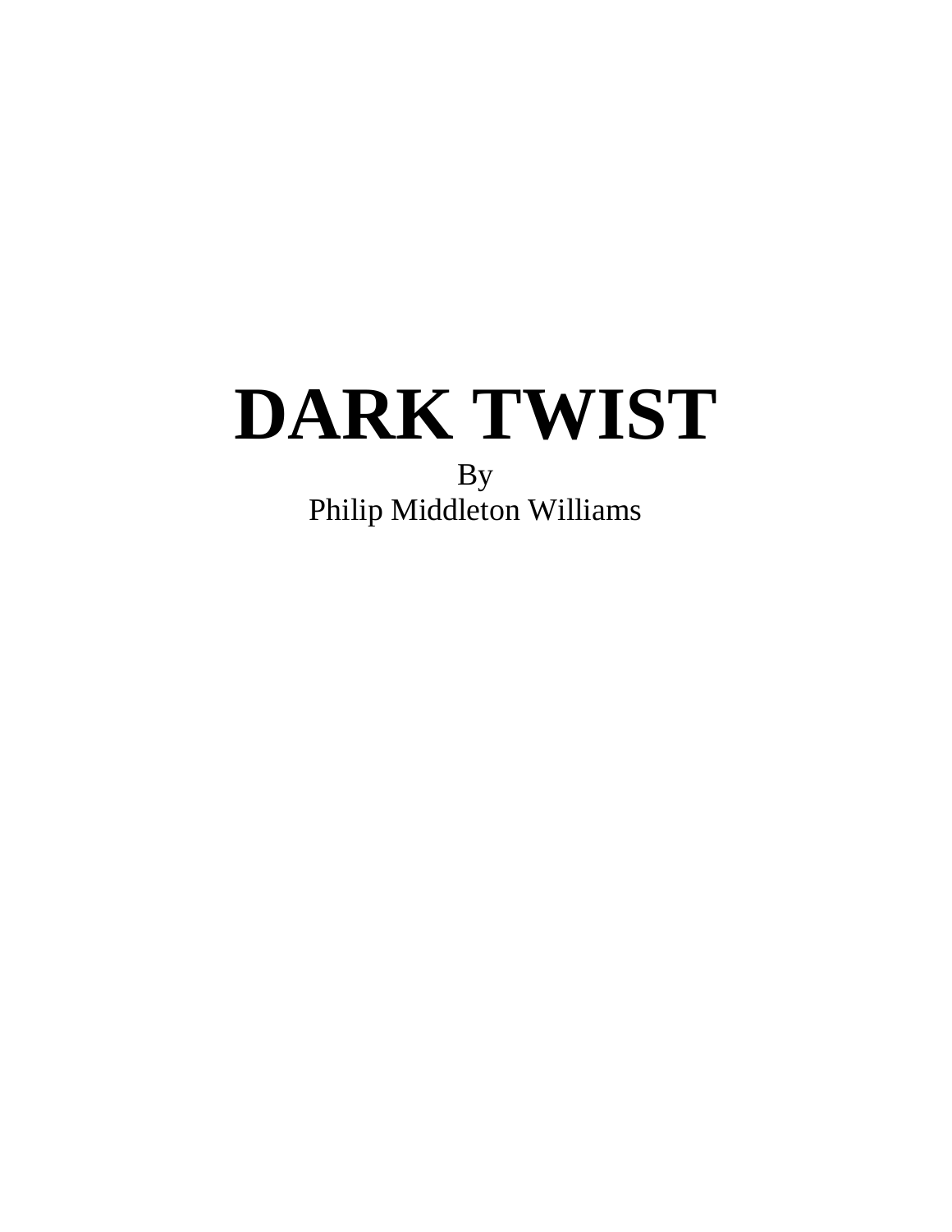# DARK TWIST

By

Philip Middleton Williams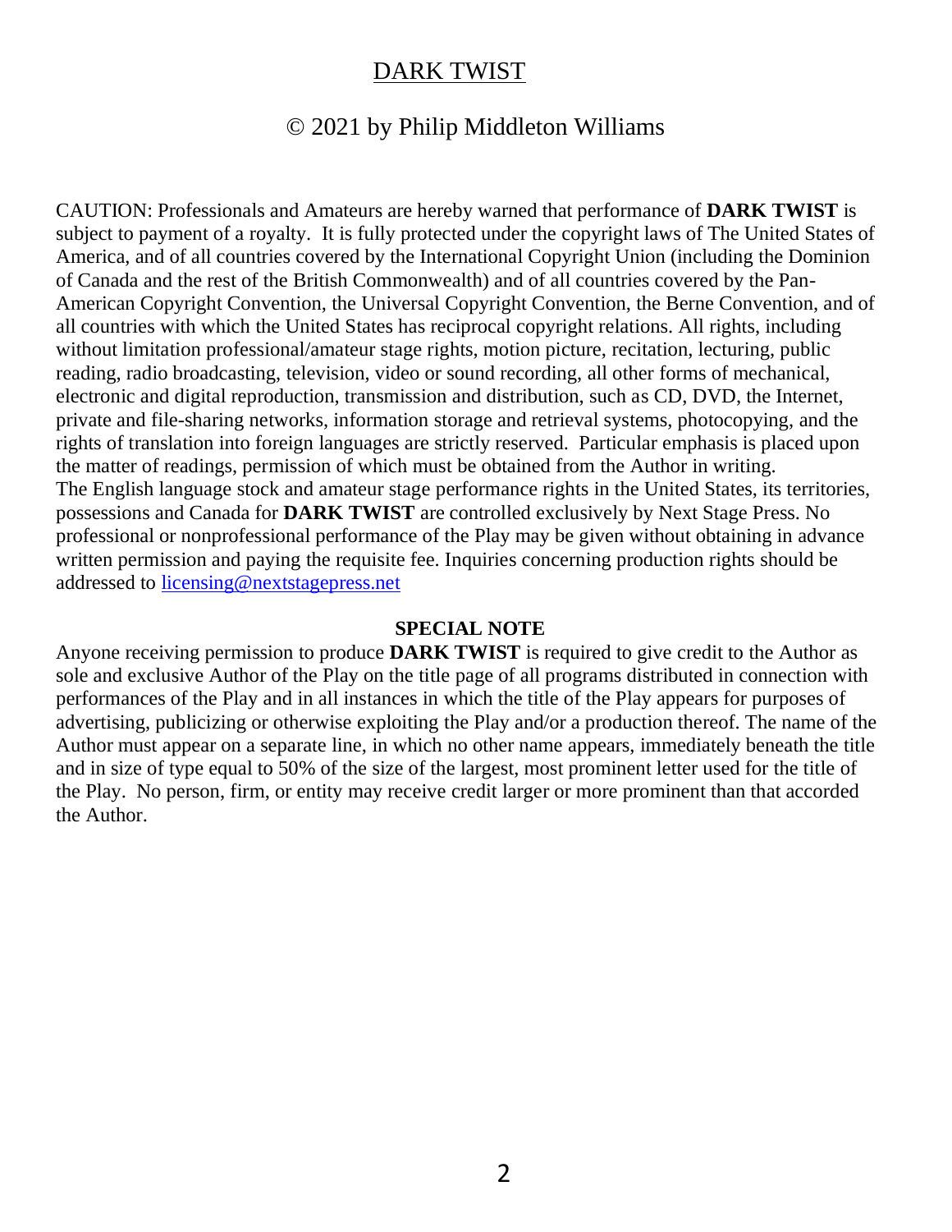DARK TWIST

© 2021 by Philip Middleton Williams

CAUTION: Professionals and Amateurs are hereby warned that performance of **DARK TWIST** is subject to payment of a royalty. It is fully protected under the copyright laws of The United States of America, and of all countries covered by the International Copyright Union (including the Dominion of Canada and the rest of the British Commonwealth) and of all countries covered by the Pan-American Copyright Convention, the Universal Copyright Convention, the Berne Convention, and of all countries with which the United States has reciprocal copyright relations. All rights, including without limitation professional/amateur stage rights, motion picture, recitation, lecturing, public reading, radio broadcasting, television, video or sound recording, all other forms of mechanical, electronic and digital reproduction, transmission and distribution, such as CD, DVD, the Internet, private and file-sharing networks, information storage and retrieval systems, photocopying, and the rights of translation into foreign languages are strictly reserved. Particular emphasis is placed upon the matter of readings, permission of which must be obtained from the Author in writing.
The English language stock and amateur stage performance rights in the United States, its territories, possessions and Canada for **DARK TWIST** are controlled exclusively by Next Stage Press. No professional or nonprofessional performance of the Play may be given without obtaining in advance written permission and paying the requisite fee. Inquiries concerning production rights should be addressed to licensing@nextstagepress.net

**SPECIAL NOTE**

Anyone receiving permission to produce **DARK TWIST** is required to give credit to the Author as sole and exclusive Author of the Play on the title page of all programs distributed in connection with performances of the Play and in all instances in which the title of the Play appears for purposes of advertising, publicizing or otherwise exploiting the Play and/or a production thereof. The name of the Author must appear on a separate line, in which no other name appears, immediately beneath the title and in size of type equal to 50% of the size of the largest, most prominent letter used for the title of the Play. No person, firm, or entity may receive credit larger or more prominent than that accorded the Author.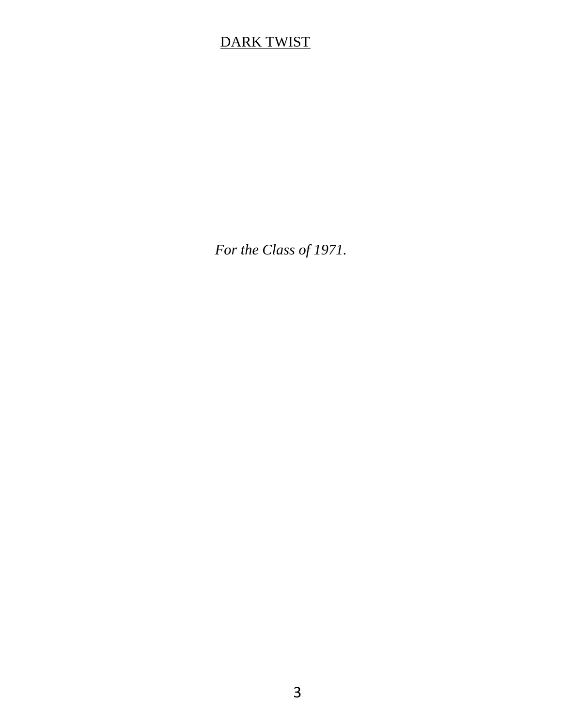*For the Class of 1971.*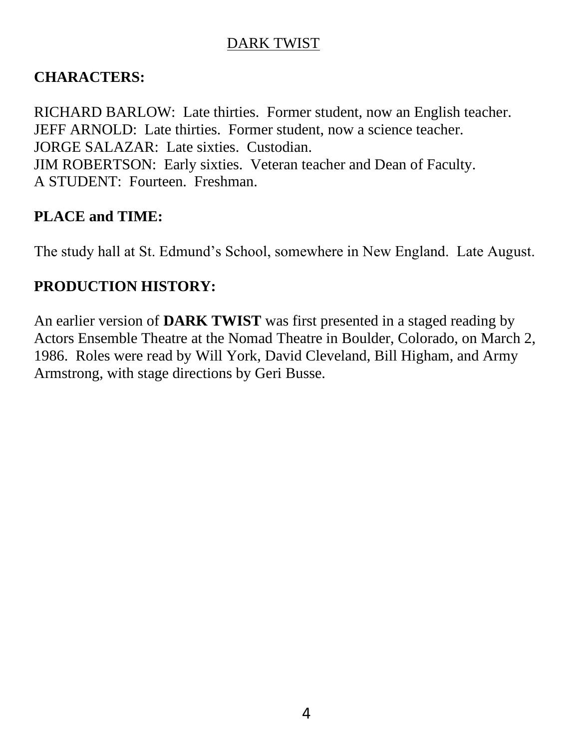<u>DARK TWIST</u>

## CHARACTERS:

RICHARD BARLOW: Late thirties. Former student, now an English teacher.
JEFF ARNOLD: Late thirties. Former student, now a science teacher.
JORGE SALAZAR: Late sixties. Custodian.
JIM ROBERTSON: Early sixties. Veteran teacher and Dean of Faculty.
A STUDENT: Fourteen. Freshman.

## PLACE and TIME:

The study hall at St. Edmund's School, somewhere in New England. Late August.

## PRODUCTION HISTORY:

An earlier version of **DARK TWIST** was first presented in a staged reading by Actors Ensemble Theatre at the Nomad Theatre in Boulder, Colorado, on March 2, 1986. Roles were read by Will York, David Cleveland, Bill Higham, and Army Armstrong, with stage directions by Geri Busse.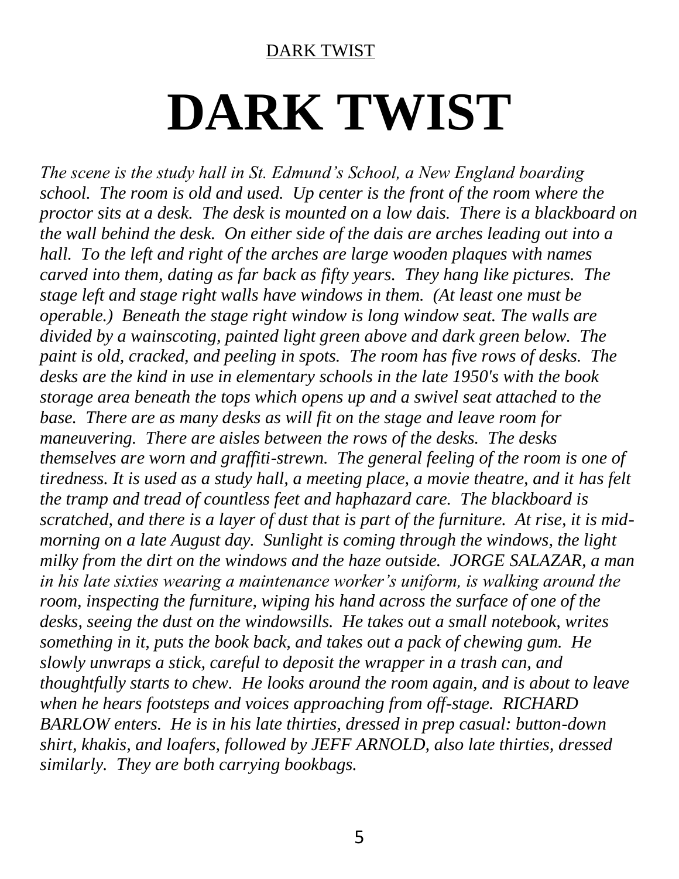# DARK TWIST

*The scene is the study hall in St. Edmund's School, a New England boarding school. The room is old and used. Up center is the front of the room where the proctor sits at a desk. The desk is mounted on a low dais. There is a blackboard on the wall behind the desk. On either side of the dais are arches leading out into a hall. To the left and right of the arches are large wooden plaques with names carved into them, dating as far back as fifty years. They hang like pictures. The stage left and stage right walls have windows in them. (At least one must be operable.) Beneath the stage right window is long window seat. The walls are divided by a wainscoting, painted light green above and dark green below. The paint is old, cracked, and peeling in spots. The room has five rows of desks. The desks are the kind in use in elementary schools in the late 1950's with the book storage area beneath the tops which opens up and a swivel seat attached to the base. There are as many desks as will fit on the stage and leave room for maneuvering. There are aisles between the rows of the desks. The desks themselves are worn and graffiti-strewn. The general feeling of the room is one of tiredness. It is used as a study hall, a meeting place, a movie theatre, and it has felt the tramp and tread of countless feet and haphazard care. The blackboard is scratched, and there is a layer of dust that is part of the furniture. At rise, it is mid-morning on a late August day. Sunlight is coming through the windows, the light milky from the dirt on the windows and the haze outside. JORGE SALAZAR, a man in his late sixties wearing a maintenance worker's uniform, is walking around the room, inspecting the furniture, wiping his hand across the surface of one of the desks, seeing the dust on the windowsills. He takes out a small notebook, writes something in it, puts the book back, and takes out a pack of chewing gum. He slowly unwraps a stick, careful to deposit the wrapper in a trash can, and thoughtfully starts to chew. He looks around the room again, and is about to leave when he hears footsteps and voices approaching from off-stage. RICHARD BARLOW enters. He is in his late thirties, dressed in prep casual: button-down shirt, khakis, and loafers, followed by JEFF ARNOLD, also late thirties, dressed similarly. They are both carrying bookbags.*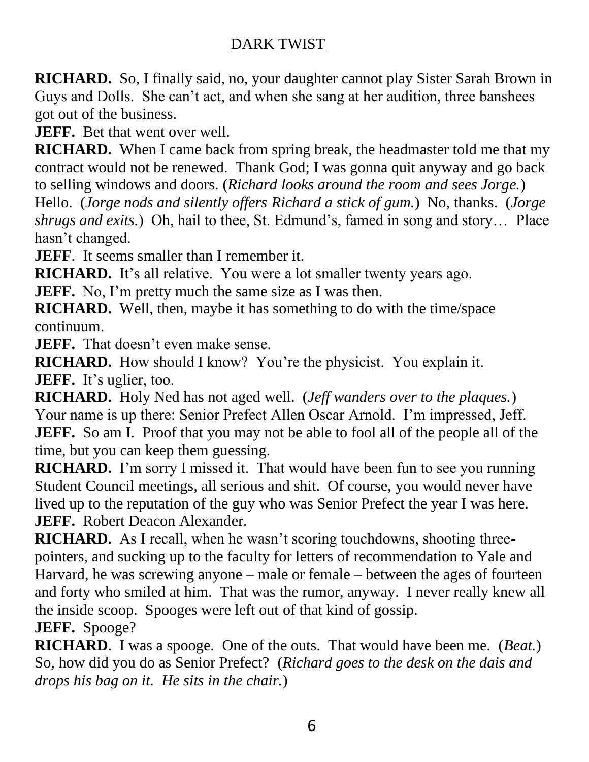**RICHARD.** So, I finally said, no, your daughter cannot play Sister Sarah Brown in Guys and Dolls. She can't act, and when she sang at her audition, three banshees got out of the business.

**JEFF.** Bet that went over well.

**RICHARD.** When I came back from spring break, the headmaster told me that my contract would not be renewed. Thank God; I was gonna quit anyway and go back to selling windows and doors. (*Richard looks around the room and sees Jorge.*) Hello. (*Jorge nods and silently offers Richard a stick of gum.*) No, thanks. (*Jorge shrugs and exits.*) Oh, hail to thee, St. Edmund's, famed in song and story… Place hasn't changed.

**JEFF**. It seems smaller than I remember it.

**RICHARD.** It's all relative. You were a lot smaller twenty years ago.

**JEFF.** No, I'm pretty much the same size as I was then.

**RICHARD.** Well, then, maybe it has something to do with the time/space continuum.

**JEFF.** That doesn't even make sense.

**RICHARD.** How should I know? You're the physicist. You explain it.

**JEFF.** It's uglier, too.

**RICHARD.** Holy Ned has not aged well. (*Jeff wanders over to the plaques.*) Your name is up there: Senior Prefect Allen Oscar Arnold. I'm impressed, Jeff.

**JEFF.** So am I. Proof that you may not be able to fool all of the people all of the time, but you can keep them guessing.

**RICHARD.** I'm sorry I missed it. That would have been fun to see you running Student Council meetings, all serious and shit. Of course, you would never have lived up to the reputation of the guy who was Senior Prefect the year I was here.

**JEFF.** Robert Deacon Alexander.

**RICHARD.** As I recall, when he wasn't scoring touchdowns, shooting three-pointers, and sucking up to the faculty for letters of recommendation to Yale and Harvard, he was screwing anyone – male or female – between the ages of fourteen and forty who smiled at him. That was the rumor, anyway. I never really knew all the inside scoop. Spooges were left out of that kind of gossip.

**JEFF.** Spooge?

**RICHARD**. I was a spooge. One of the outs. That would have been me. (*Beat.*) So, how did you do as Senior Prefect? (*Richard goes to the desk on the dais and drops his bag on it. He sits in the chair.*)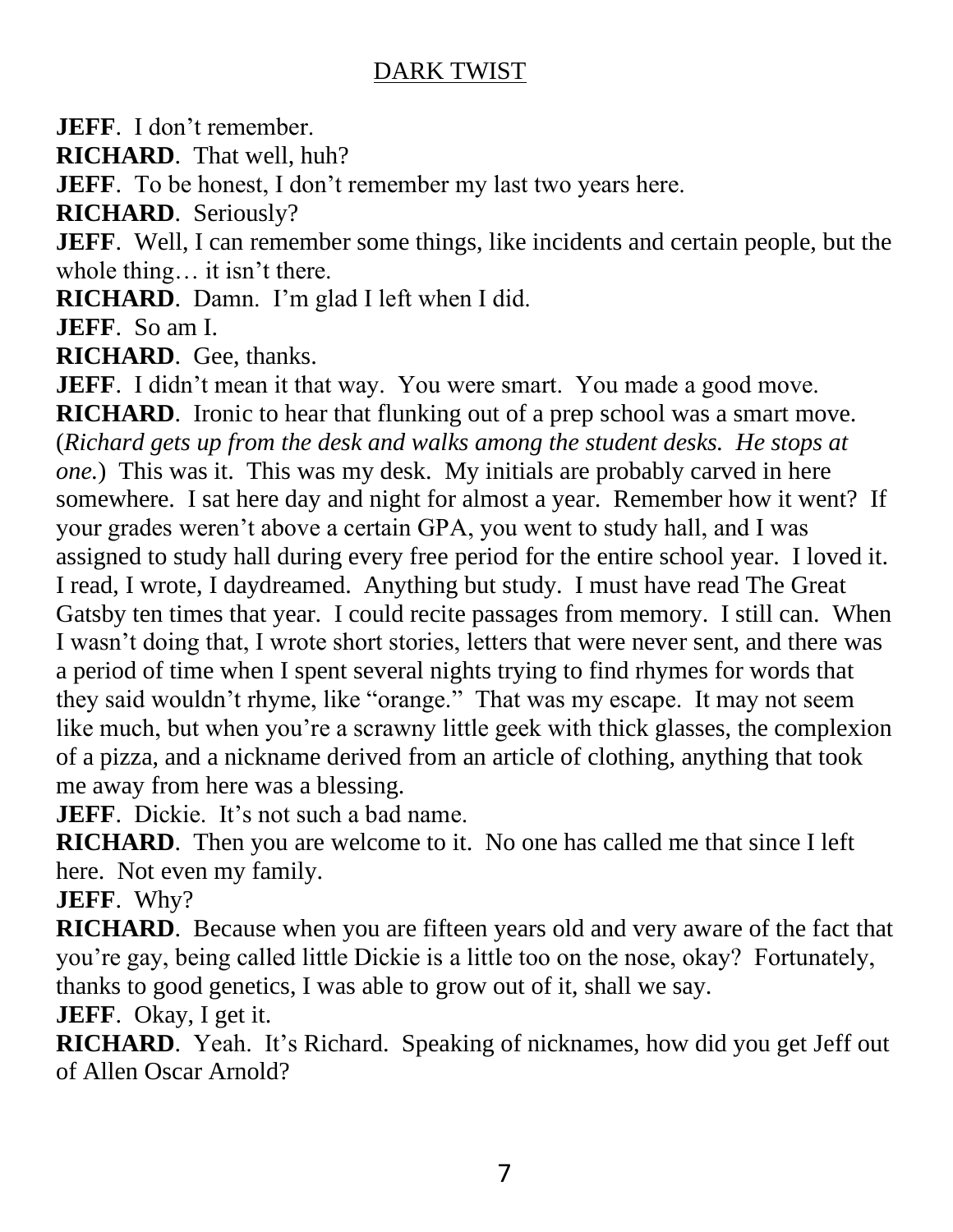**JEFF**. I don't remember.

**RICHARD**. That well, huh?

**JEFF**. To be honest, I don't remember my last two years here.

**RICHARD**. Seriously?

**JEFF**. Well, I can remember some things, like incidents and certain people, but the whole thing… it isn't there.

**RICHARD**. Damn. I'm glad I left when I did.

**JEFF**. So am I.

**RICHARD**. Gee, thanks.

**JEFF**. I didn't mean it that way. You were smart. You made a good move.

**RICHARD**. Ironic to hear that flunking out of a prep school was a smart move. (*Richard gets up from the desk and walks among the student desks. He stops at one.*) This was it. This was my desk. My initials are probably carved in here somewhere. I sat here day and night for almost a year. Remember how it went? If your grades weren't above a certain GPA, you went to study hall, and I was assigned to study hall during every free period for the entire school year. I loved it. I read, I wrote, I daydreamed. Anything but study. I must have read The Great Gatsby ten times that year. I could recite passages from memory. I still can. When I wasn't doing that, I wrote short stories, letters that were never sent, and there was a period of time when I spent several nights trying to find rhymes for words that they said wouldn't rhyme, like "orange." That was my escape. It may not seem like much, but when you're a scrawny little geek with thick glasses, the complexion of a pizza, and a nickname derived from an article of clothing, anything that took me away from here was a blessing.

**JEFF**. Dickie. It's not such a bad name.

**RICHARD**. Then you are welcome to it. No one has called me that since I left here. Not even my family.

**JEFF**. Why?

**RICHARD**. Because when you are fifteen years old and very aware of the fact that you're gay, being called little Dickie is a little too on the nose, okay? Fortunately, thanks to good genetics, I was able to grow out of it, shall we say.

**JEFF**. Okay, I get it.

**RICHARD**. Yeah. It's Richard. Speaking of nicknames, how did you get Jeff out of Allen Oscar Arnold?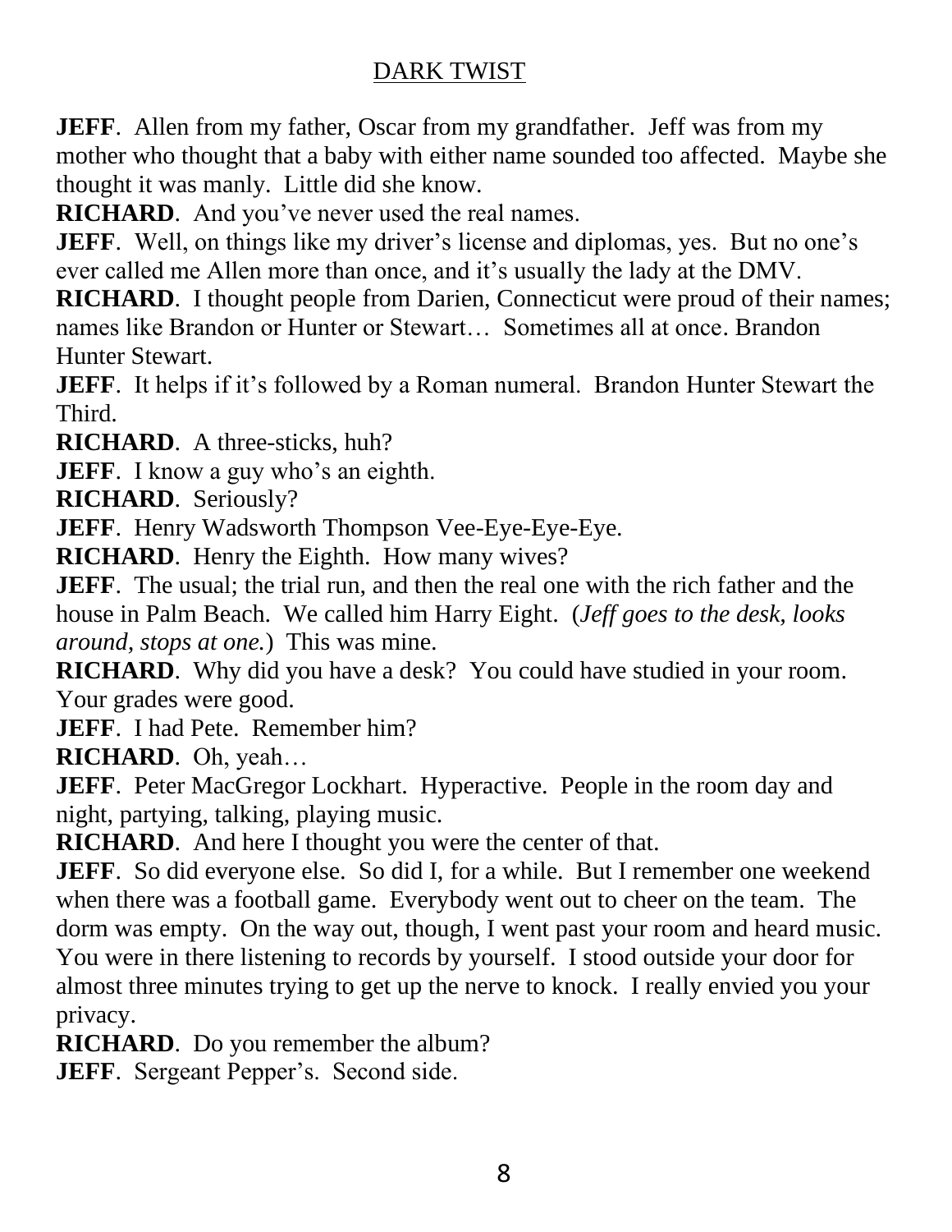**JEFF**. Allen from my father, Oscar from my grandfather. Jeff was from my mother who thought that a baby with either name sounded too affected. Maybe she thought it was manly. Little did she know.

**RICHARD**. And you've never used the real names.

**JEFF**. Well, on things like my driver's license and diplomas, yes. But no one's ever called me Allen more than once, and it's usually the lady at the DMV.

**RICHARD**. I thought people from Darien, Connecticut were proud of their names; names like Brandon or Hunter or Stewart… Sometimes all at once. Brandon Hunter Stewart.

**JEFF**. It helps if it's followed by a Roman numeral. Brandon Hunter Stewart the Third.

**RICHARD**. A three-sticks, huh?

**JEFF**. I know a guy who's an eighth.

**RICHARD**. Seriously?

**JEFF**. Henry Wadsworth Thompson Vee-Eye-Eye-Eye.

**RICHARD**. Henry the Eighth. How many wives?

**JEFF**. The usual; the trial run, and then the real one with the rich father and the house in Palm Beach. We called him Harry Eight. (*Jeff goes to the desk, looks around, stops at one.*) This was mine.

**RICHARD**. Why did you have a desk? You could have studied in your room. Your grades were good.

**JEFF**. I had Pete. Remember him?

**RICHARD**. Oh, yeah…

**JEFF**. Peter MacGregor Lockhart. Hyperactive. People in the room day and night, partying, talking, playing music.

**RICHARD**. And here I thought you were the center of that.

**JEFF**. So did everyone else. So did I, for a while. But I remember one weekend when there was a football game. Everybody went out to cheer on the team. The dorm was empty. On the way out, though, I went past your room and heard music. You were in there listening to records by yourself. I stood outside your door for almost three minutes trying to get up the nerve to knock. I really envied you your privacy.

**RICHARD**. Do you remember the album?

**JEFF**. Sergeant Pepper's. Second side.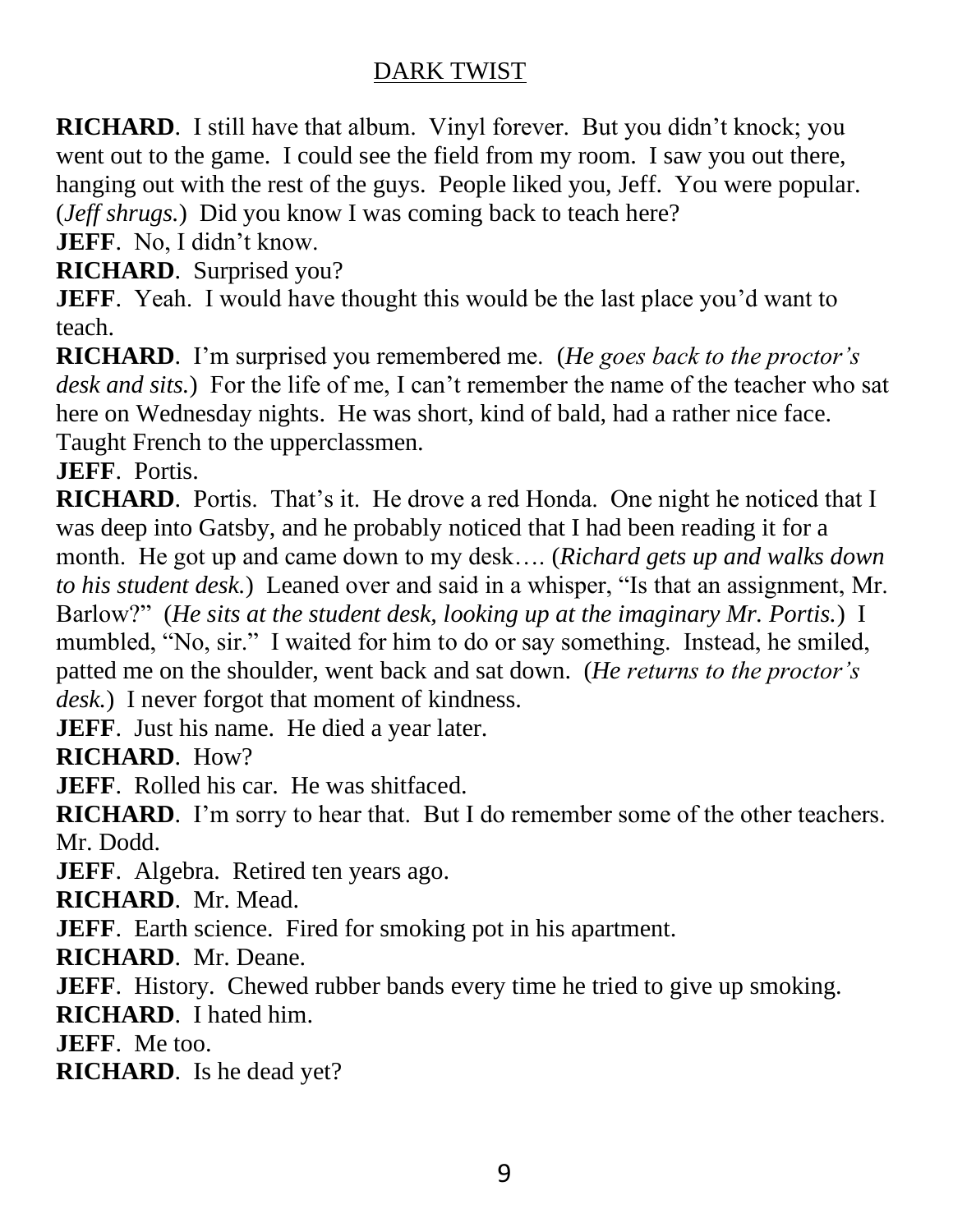**RICHARD**. I still have that album. Vinyl forever. But you didn't knock; you went out to the game. I could see the field from my room. I saw you out there, hanging out with the rest of the guys. People liked you, Jeff. You were popular. (*Jeff shrugs.*) Did you know I was coming back to teach here?

**JEFF**. No, I didn't know.

**RICHARD**. Surprised you?

**JEFF**. Yeah. I would have thought this would be the last place you'd want to teach.

**RICHARD**. I'm surprised you remembered me. (*He goes back to the proctor's desk and sits.*) For the life of me, I can't remember the name of the teacher who sat here on Wednesday nights. He was short, kind of bald, had a rather nice face. Taught French to the upperclassmen.

**JEFF**. Portis.

**RICHARD**. Portis. That's it. He drove a red Honda. One night he noticed that I was deep into Gatsby, and he probably noticed that I had been reading it for a month. He got up and came down to my desk…. (*Richard gets up and walks down to his student desk.*) Leaned over and said in a whisper, "Is that an assignment, Mr. Barlow?" (*He sits at the student desk, looking up at the imaginary Mr. Portis.*) I mumbled, "No, sir." I waited for him to do or say something. Instead, he smiled, patted me on the shoulder, went back and sat down. (*He returns to the proctor's desk.*) I never forgot that moment of kindness.

**JEFF**. Just his name. He died a year later.

**RICHARD**. How?

**JEFF**. Rolled his car. He was shitfaced.

**RICHARD**. I'm sorry to hear that. But I do remember some of the other teachers. Mr. Dodd.

**JEFF**. Algebra. Retired ten years ago.

**RICHARD**. Mr. Mead.

**JEFF**. Earth science. Fired for smoking pot in his apartment.

**RICHARD**. Mr. Deane.

**JEFF**. History. Chewed rubber bands every time he tried to give up smoking.

**RICHARD**. I hated him.

**JEFF**. Me too.

**RICHARD**. Is he dead yet?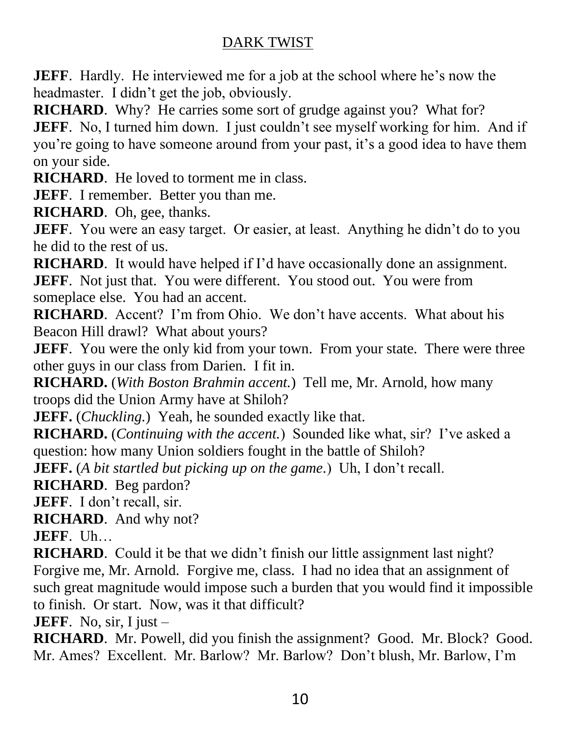**JEFF**. Hardly. He interviewed me for a job at the school where he's now the headmaster. I didn't get the job, obviously.

**RICHARD**. Why? He carries some sort of grudge against you? What for?

**JEFF**. No, I turned him down. I just couldn't see myself working for him. And if you're going to have someone around from your past, it's a good idea to have them on your side.

**RICHARD**. He loved to torment me in class.

**JEFF**. I remember. Better you than me.

**RICHARD**. Oh, gee, thanks.

**JEFF**. You were an easy target. Or easier, at least. Anything he didn't do to you he did to the rest of us.

**RICHARD**. It would have helped if I'd have occasionally done an assignment.

**JEFF**. Not just that. You were different. You stood out. You were from someplace else. You had an accent.

**RICHARD**. Accent? I'm from Ohio. We don't have accents. What about his Beacon Hill drawl? What about yours?

**JEFF**. You were the only kid from your town. From your state. There were three other guys in our class from Darien. I fit in.

**RICHARD.** (*With Boston Brahmin accent.*) Tell me, Mr. Arnold, how many troops did the Union Army have at Shiloh?

**JEFF.** (*Chuckling.*) Yeah, he sounded exactly like that.

**RICHARD.** (*Continuing with the accent.*) Sounded like what, sir? I've asked a question: how many Union soldiers fought in the battle of Shiloh?

**JEFF.** (*A bit startled but picking up on the game.*) Uh, I don't recall.

**RICHARD**. Beg pardon?

**JEFF**. I don't recall, sir.

**RICHARD**. And why not?

**JEFF**. Uh…

**RICHARD**. Could it be that we didn't finish our little assignment last night? Forgive me, Mr. Arnold. Forgive me, class. I had no idea that an assignment of such great magnitude would impose such a burden that you would find it impossible to finish. Or start. Now, was it that difficult?

**JEFF**. No, sir, I just –

**RICHARD**. Mr. Powell, did you finish the assignment? Good. Mr. Block? Good. Mr. Ames? Excellent. Mr. Barlow? Mr. Barlow? Don't blush, Mr. Barlow, I'm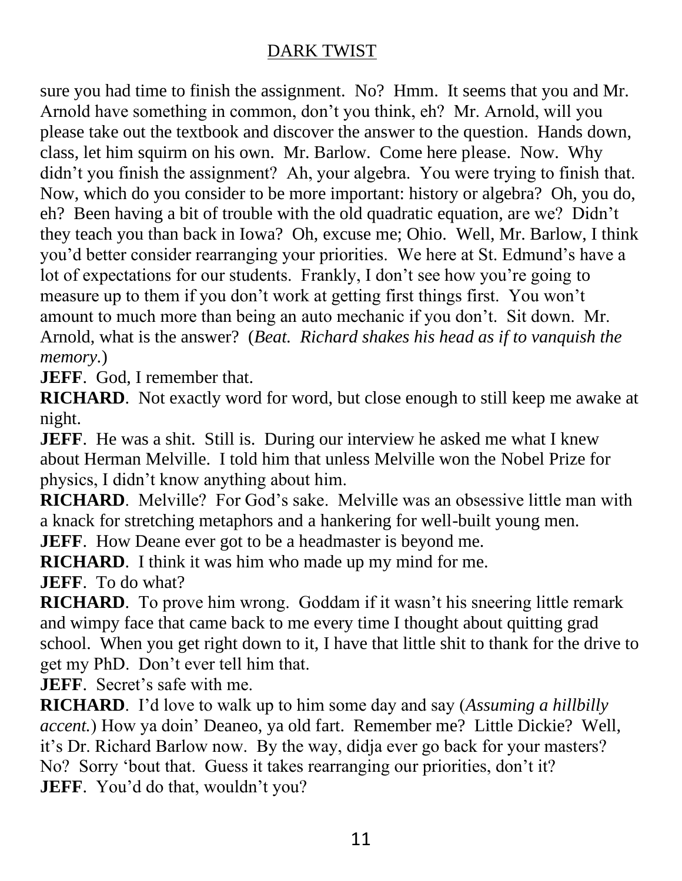sure you had time to finish the assignment. No? Hmm. It seems that you and Mr. Arnold have something in common, don't you think, eh? Mr. Arnold, will you please take out the textbook and discover the answer to the question. Hands down, class, let him squirm on his own. Mr. Barlow. Come here please. Now. Why didn't you finish the assignment? Ah, your algebra. You were trying to finish that. Now, which do you consider to be more important: history or algebra? Oh, you do, eh? Been having a bit of trouble with the old quadratic equation, are we? Didn't they teach you than back in Iowa? Oh, excuse me; Ohio. Well, Mr. Barlow, I think you'd better consider rearranging your priorities. We here at St. Edmund's have a lot of expectations for our students. Frankly, I don't see how you're going to measure up to them if you don't work at getting first things first. You won't amount to much more than being an auto mechanic if you don't. Sit down. Mr. Arnold, what is the answer? (*Beat. Richard shakes his head as if to vanquish the memory.*)

**JEFF**. God, I remember that.

**RICHARD**. Not exactly word for word, but close enough to still keep me awake at night.

**JEFF**. He was a shit. Still is. During our interview he asked me what I knew about Herman Melville. I told him that unless Melville won the Nobel Prize for physics, I didn't know anything about him.

**RICHARD**. Melville? For God's sake. Melville was an obsessive little man with a knack for stretching metaphors and a hankering for well-built young men.

**JEFF**. How Deane ever got to be a headmaster is beyond me.

**RICHARD**. I think it was him who made up my mind for me.

**JEFF**. To do what?

**RICHARD**. To prove him wrong. Goddam if it wasn't his sneering little remark and wimpy face that came back to me every time I thought about quitting grad school. When you get right down to it, I have that little shit to thank for the drive to get my PhD. Don't ever tell him that.

**JEFF**. Secret's safe with me.

**RICHARD**. I'd love to walk up to him some day and say (*Assuming a hillbilly accent.*) How ya doin' Deaneo, ya old fart. Remember me? Little Dickie? Well, it's Dr. Richard Barlow now. By the way, didja ever go back for your masters? No? Sorry 'bout that. Guess it takes rearranging our priorities, don't it?

**JEFF**. You'd do that, wouldn't you?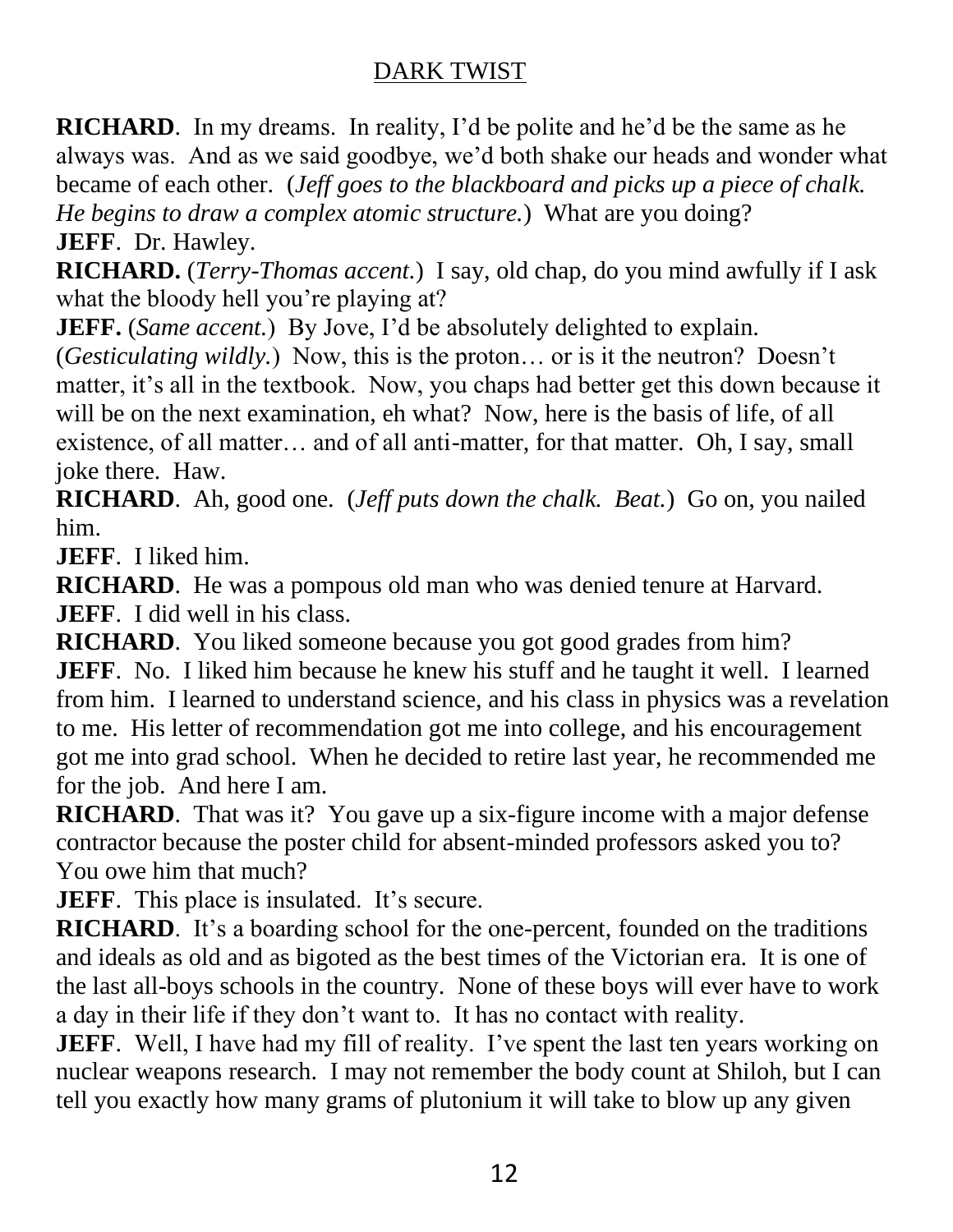**RICHARD**. In my dreams. In reality, I'd be polite and he'd be the same as he always was. And as we said goodbye, we'd both shake our heads and wonder what became of each other. (*Jeff goes to the blackboard and picks up a piece of chalk. He begins to draw a complex atomic structure.*) What are you doing?

**JEFF**. Dr. Hawley.

**RICHARD.** (*Terry-Thomas accent.*) I say, old chap, do you mind awfully if I ask what the bloody hell you're playing at?

**JEFF.** (*Same accent.*) By Jove, I'd be absolutely delighted to explain. (*Gesticulating wildly.*) Now, this is the proton… or is it the neutron? Doesn't matter, it's all in the textbook. Now, you chaps had better get this down because it will be on the next examination, eh what? Now, here is the basis of life, of all existence, of all matter… and of all anti-matter, for that matter. Oh, I say, small joke there. Haw.

**RICHARD**. Ah, good one. (*Jeff puts down the chalk. Beat.*) Go on, you nailed him.

**JEFF**. I liked him.

**RICHARD**. He was a pompous old man who was denied tenure at Harvard.

**JEFF**. I did well in his class.

**RICHARD**. You liked someone because you got good grades from him?

**JEFF**. No. I liked him because he knew his stuff and he taught it well. I learned from him. I learned to understand science, and his class in physics was a revelation to me. His letter of recommendation got me into college, and his encouragement got me into grad school. When he decided to retire last year, he recommended me for the job. And here I am.

**RICHARD**. That was it? You gave up a six-figure income with a major defense contractor because the poster child for absent-minded professors asked you to? You owe him that much?

**JEFF**. This place is insulated. It's secure.

**RICHARD**. It's a boarding school for the one-percent, founded on the traditions and ideals as old and as bigoted as the best times of the Victorian era. It is one of the last all-boys schools in the country. None of these boys will ever have to work a day in their life if they don't want to. It has no contact with reality.

**JEFF**. Well, I have had my fill of reality. I've spent the last ten years working on nuclear weapons research. I may not remember the body count at Shiloh, but I can tell you exactly how many grams of plutonium it will take to blow up any given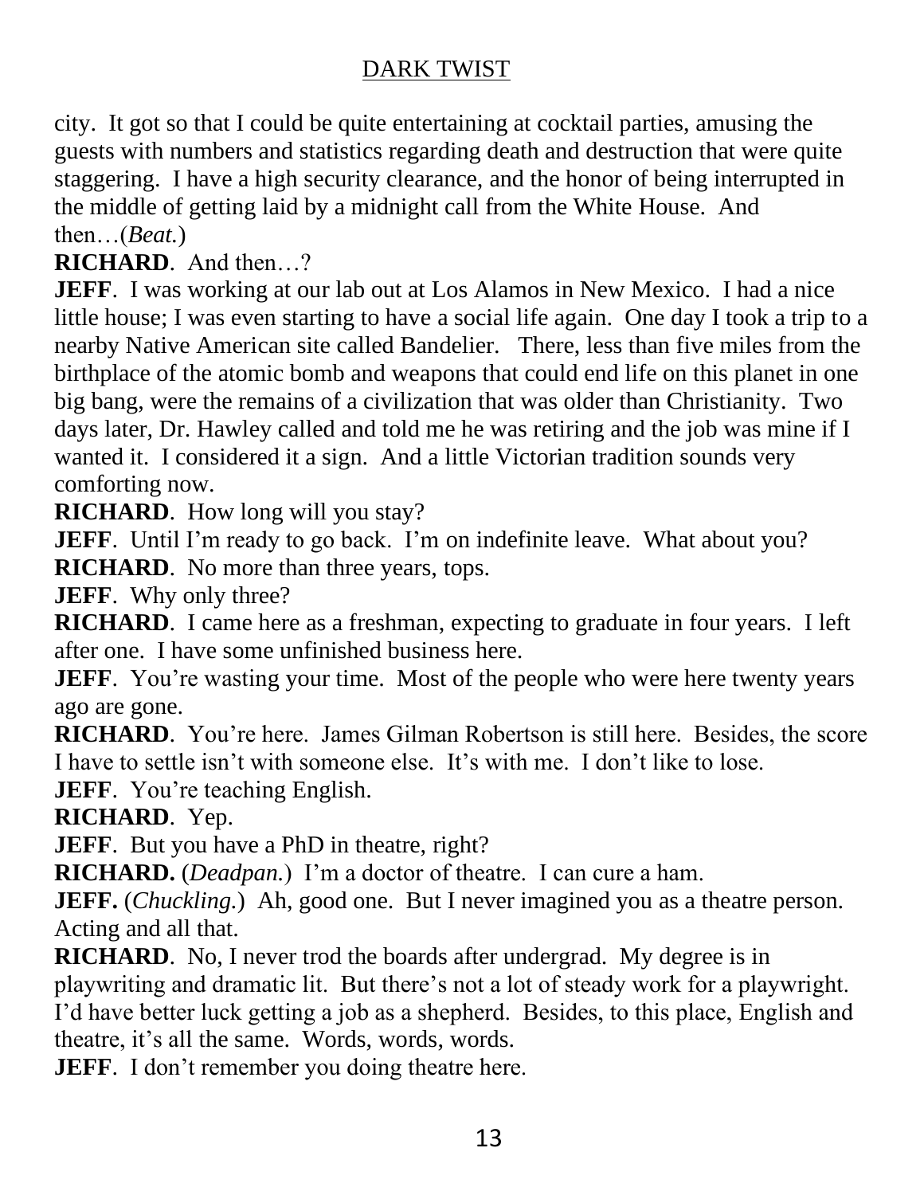city. It got so that I could be quite entertaining at cocktail parties, amusing the guests with numbers and statistics regarding death and destruction that were quite staggering. I have a high security clearance, and the honor of being interrupted in the middle of getting laid by a midnight call from the White House. And then…(*Beat.*)

**RICHARD**. And then…?

**JEFF**. I was working at our lab out at Los Alamos in New Mexico. I had a nice little house; I was even starting to have a social life again. One day I took a trip to a nearby Native American site called Bandelier. There, less than five miles from the birthplace of the atomic bomb and weapons that could end life on this planet in one big bang, were the remains of a civilization that was older than Christianity. Two days later, Dr. Hawley called and told me he was retiring and the job was mine if I wanted it. I considered it a sign. And a little Victorian tradition sounds very comforting now.

**RICHARD**. How long will you stay?

**JEFF**. Until I'm ready to go back. I'm on indefinite leave. What about you?

**RICHARD**. No more than three years, tops.

**JEFF**. Why only three?

**RICHARD**. I came here as a freshman, expecting to graduate in four years. I left after one. I have some unfinished business here.

**JEFF**. You're wasting your time. Most of the people who were here twenty years ago are gone.

**RICHARD**. You're here. James Gilman Robertson is still here. Besides, the score I have to settle isn't with someone else. It's with me. I don't like to lose.

**JEFF**. You're teaching English.

**RICHARD**. Yep.

**JEFF**. But you have a PhD in theatre, right?

**RICHARD.** (*Deadpan.*) I'm a doctor of theatre. I can cure a ham.

**JEFF.** (*Chuckling.*) Ah, good one. But I never imagined you as a theatre person. Acting and all that.

**RICHARD**. No, I never trod the boards after undergrad. My degree is in playwriting and dramatic lit. But there's not a lot of steady work for a playwright. I'd have better luck getting a job as a shepherd. Besides, to this place, English and theatre, it's all the same. Words, words, words.

**JEFF**. I don't remember you doing theatre here.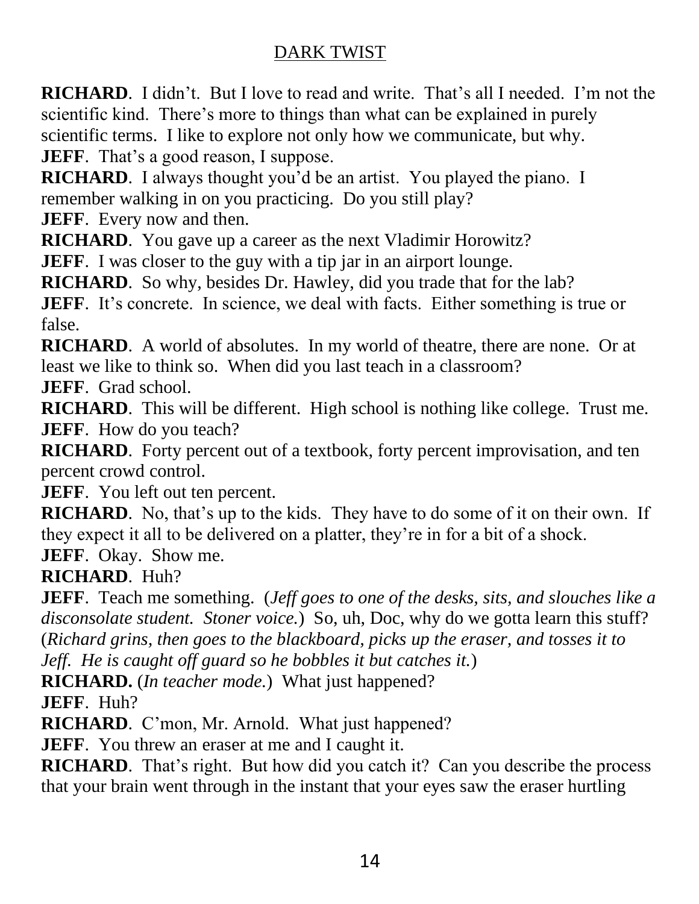**RICHARD**. I didn't. But I love to read and write. That's all I needed. I'm not the scientific kind. There's more to things than what can be explained in purely scientific terms. I like to explore not only how we communicate, but why.

**JEFF**. That's a good reason, I suppose.

**RICHARD**. I always thought you'd be an artist. You played the piano. I remember walking in on you practicing. Do you still play?

**JEFF**. Every now and then.

**RICHARD**. You gave up a career as the next Vladimir Horowitz?

**JEFF**. I was closer to the guy with a tip jar in an airport lounge.

**RICHARD**. So why, besides Dr. Hawley, did you trade that for the lab?

**JEFF**. It's concrete. In science, we deal with facts. Either something is true or false.

**RICHARD**. A world of absolutes. In my world of theatre, there are none. Or at least we like to think so. When did you last teach in a classroom?

**JEFF**. Grad school.

**RICHARD**. This will be different. High school is nothing like college. Trust me.

**JEFF**. How do you teach?

**RICHARD**. Forty percent out of a textbook, forty percent improvisation, and ten percent crowd control.

**JEFF**. You left out ten percent.

**RICHARD**. No, that's up to the kids. They have to do some of it on their own. If they expect it all to be delivered on a platter, they're in for a bit of a shock.

**JEFF**. Okay. Show me.

**RICHARD**. Huh?

**JEFF**. Teach me something. (*Jeff goes to one of the desks, sits, and slouches like a disconsolate student. Stoner voice.*) So, uh, Doc, why do we gotta learn this stuff? (*Richard grins, then goes to the blackboard, picks up the eraser, and tosses it to Jeff. He is caught off guard so he bobbles it but catches it.*)

**RICHARD.** (*In teacher mode.*) What just happened?

**JEFF**. Huh?

**RICHARD**. C'mon, Mr. Arnold. What just happened?

**JEFF**. You threw an eraser at me and I caught it.

**RICHARD**. That's right. But how did you catch it? Can you describe the process that your brain went through in the instant that your eyes saw the eraser hurtling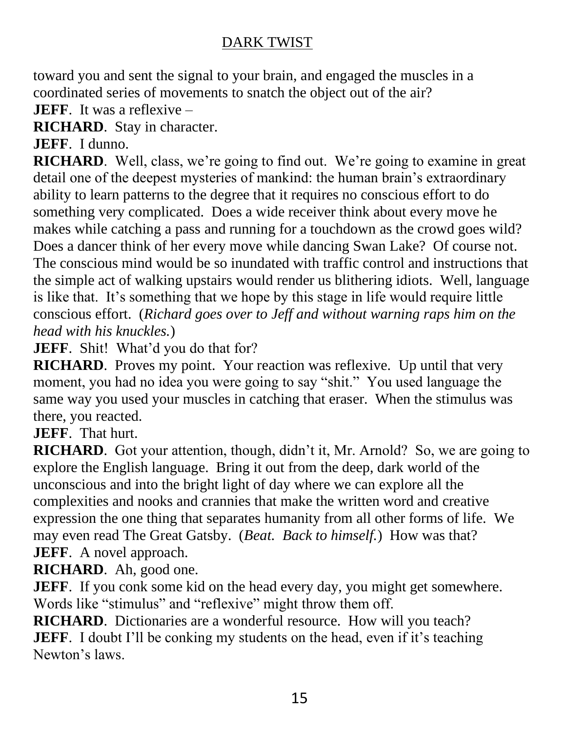toward you and sent the signal to your brain, and engaged the muscles in a coordinated series of movements to snatch the object out of the air?

**JEFF**. It was a reflexive –

**RICHARD**. Stay in character.

**JEFF**. I dunno.

**RICHARD**. Well, class, we're going to find out. We're going to examine in great detail one of the deepest mysteries of mankind: the human brain's extraordinary ability to learn patterns to the degree that it requires no conscious effort to do something very complicated. Does a wide receiver think about every move he makes while catching a pass and running for a touchdown as the crowd goes wild? Does a dancer think of her every move while dancing Swan Lake? Of course not. The conscious mind would be so inundated with traffic control and instructions that the simple act of walking upstairs would render us blithering idiots. Well, language is like that. It's something that we hope by this stage in life would require little conscious effort. (*Richard goes over to Jeff and without warning raps him on the head with his knuckles.*)

**JEFF**. Shit! What'd you do that for?

**RICHARD**. Proves my point. Your reaction was reflexive. Up until that very moment, you had no idea you were going to say "shit." You used language the same way you used your muscles in catching that eraser. When the stimulus was there, you reacted.

**JEFF**. That hurt.

**RICHARD**. Got your attention, though, didn't it, Mr. Arnold? So, we are going to explore the English language. Bring it out from the deep, dark world of the unconscious and into the bright light of day where we can explore all the complexities and nooks and crannies that make the written word and creative expression the one thing that separates humanity from all other forms of life. We may even read The Great Gatsby. (*Beat. Back to himself.*) How was that?

**JEFF**. A novel approach.

**RICHARD**. Ah, good one.

**JEFF**. If you conk some kid on the head every day, you might get somewhere. Words like "stimulus" and "reflexive" might throw them off.

**RICHARD**. Dictionaries are a wonderful resource. How will you teach?

**JEFF**. I doubt I'll be conking my students on the head, even if it's teaching Newton's laws.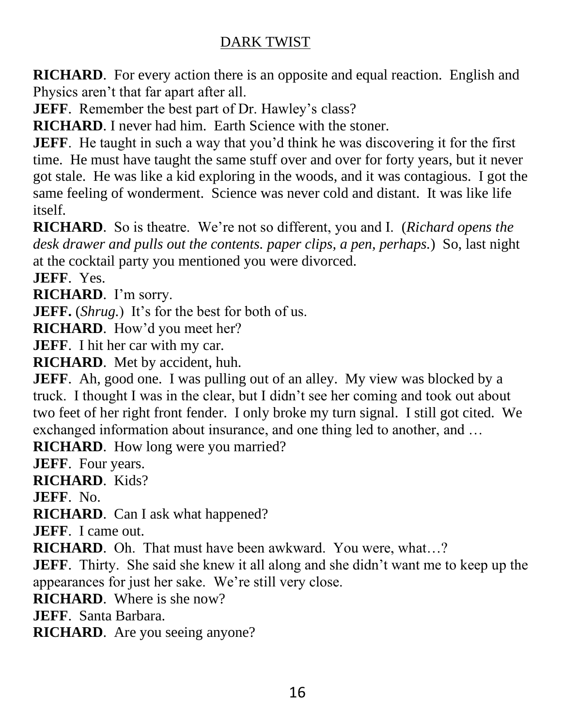**RICHARD**. For every action there is an opposite and equal reaction. English and Physics aren't that far apart after all.

**JEFF**. Remember the best part of Dr. Hawley's class?

**RICHARD**. I never had him. Earth Science with the stoner.

**JEFF**. He taught in such a way that you'd think he was discovering it for the first time. He must have taught the same stuff over and over for forty years, but it never got stale. He was like a kid exploring in the woods, and it was contagious. I got the same feeling of wonderment. Science was never cold and distant. It was like life itself.

**RICHARD**. So is theatre. We're not so different, you and I. (*Richard opens the desk drawer and pulls out the contents. paper clips, a pen, perhaps.*) So, last night at the cocktail party you mentioned you were divorced.

**JEFF**. Yes.

**RICHARD**. I'm sorry.

**JEFF.** (*Shrug.*) It's for the best for both of us.

**RICHARD**. How'd you meet her?

**JEFF**. I hit her car with my car.

**RICHARD**. Met by accident, huh.

**JEFF**. Ah, good one. I was pulling out of an alley. My view was blocked by a truck. I thought I was in the clear, but I didn't see her coming and took out about two feet of her right front fender. I only broke my turn signal. I still got cited. We exchanged information about insurance, and one thing led to another, and …

**RICHARD**. How long were you married?

**JEFF**. Four years.

**RICHARD**. Kids?

**JEFF**. No.

**RICHARD**. Can I ask what happened?

**JEFF**. I came out.

**RICHARD**. Oh. That must have been awkward. You were, what…?

**JEFF**. Thirty. She said she knew it all along and she didn't want me to keep up the appearances for just her sake. We're still very close.

**RICHARD**. Where is she now?

**JEFF**. Santa Barbara.

**RICHARD**. Are you seeing anyone?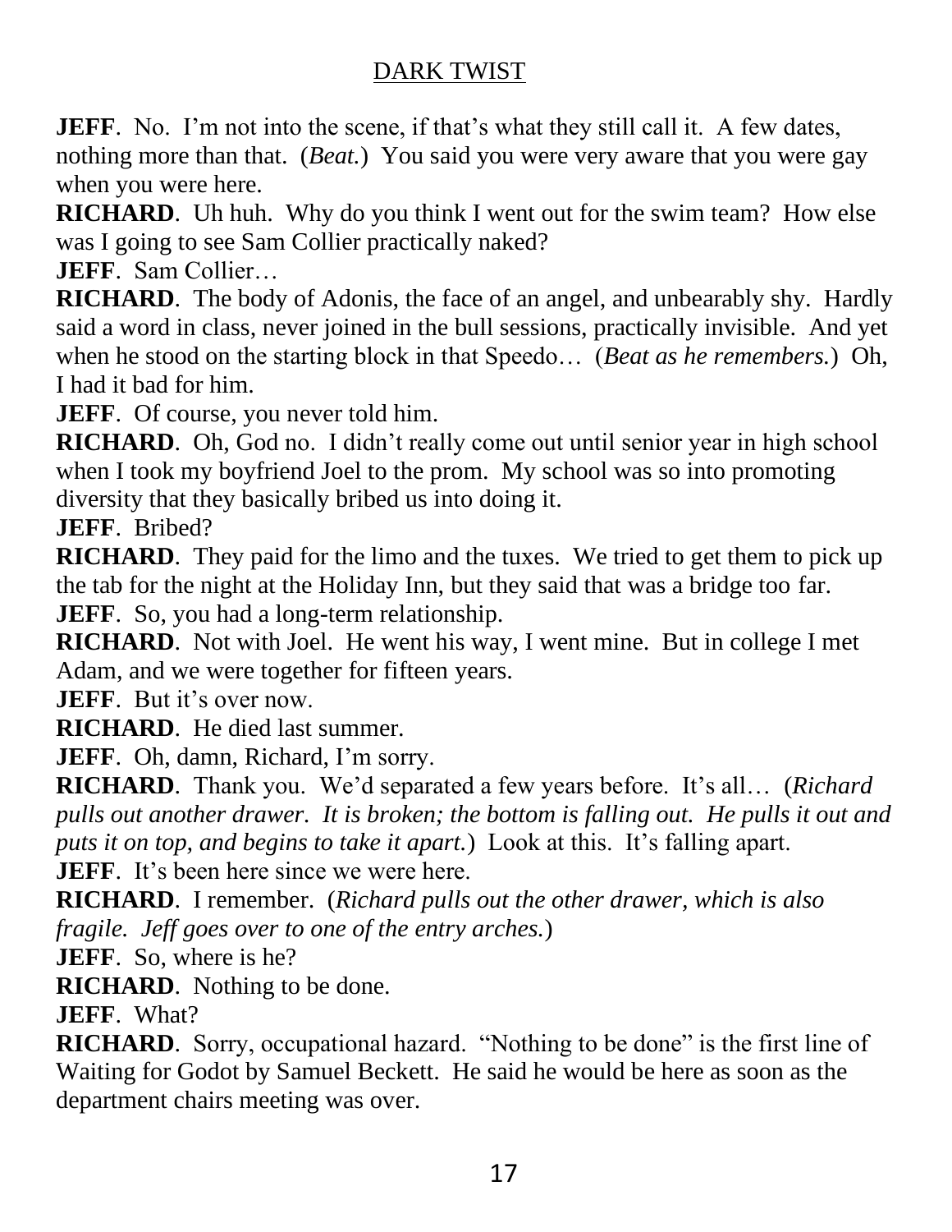**JEFF**. No. I'm not into the scene, if that's what they still call it. A few dates, nothing more than that. (*Beat.*) You said you were very aware that you were gay when you were here.

**RICHARD**. Uh huh. Why do you think I went out for the swim team? How else was I going to see Sam Collier practically naked?

**JEFF**. Sam Collier…

**RICHARD**. The body of Adonis, the face of an angel, and unbearably shy. Hardly said a word in class, never joined in the bull sessions, practically invisible. And yet when he stood on the starting block in that Speedo… (*Beat as he remembers.*) Oh, I had it bad for him.

**JEFF**. Of course, you never told him.

**RICHARD**. Oh, God no. I didn't really come out until senior year in high school when I took my boyfriend Joel to the prom. My school was so into promoting diversity that they basically bribed us into doing it.

**JEFF**. Bribed?

**RICHARD**. They paid for the limo and the tuxes. We tried to get them to pick up the tab for the night at the Holiday Inn, but they said that was a bridge too far.

**JEFF**. So, you had a long-term relationship.

**RICHARD**. Not with Joel. He went his way, I went mine. But in college I met Adam, and we were together for fifteen years.

**JEFF**. But it's over now.

**RICHARD**. He died last summer.

**JEFF**. Oh, damn, Richard, I'm sorry.

**RICHARD**. Thank you. We'd separated a few years before. It's all… (*Richard pulls out another drawer. It is broken; the bottom is falling out. He pulls it out and puts it on top, and begins to take it apart.*) Look at this. It's falling apart.

**JEFF**. It's been here since we were here.

**RICHARD**. I remember. (*Richard pulls out the other drawer, which is also fragile. Jeff goes over to one of the entry arches.*)

**JEFF**. So, where is he?

**RICHARD**. Nothing to be done.

**JEFF**. What?

**RICHARD**. Sorry, occupational hazard. "Nothing to be done" is the first line of Waiting for Godot by Samuel Beckett. He said he would be here as soon as the department chairs meeting was over.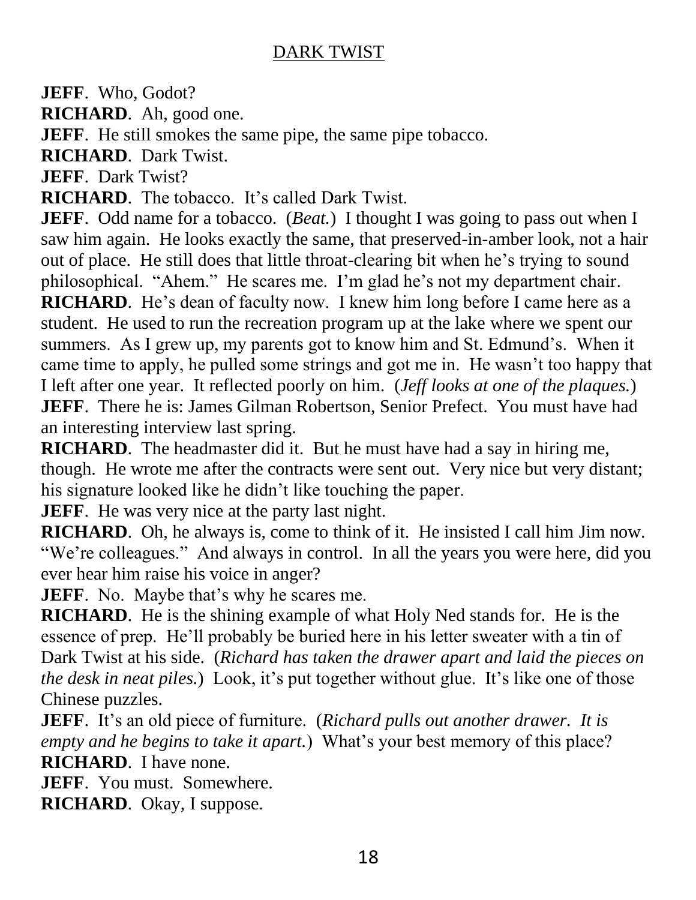**JEFF**. Who, Godot?

**RICHARD**. Ah, good one.

**JEFF**. He still smokes the same pipe, the same pipe tobacco.

**RICHARD**. Dark Twist.

**JEFF**. Dark Twist?

**RICHARD**. The tobacco. It's called Dark Twist.

**JEFF**. Odd name for a tobacco. (*Beat.*) I thought I was going to pass out when I saw him again. He looks exactly the same, that preserved-in-amber look, not a hair out of place. He still does that little throat-clearing bit when he's trying to sound philosophical. "Ahem." He scares me. I'm glad he's not my department chair.

**RICHARD**. He's dean of faculty now. I knew him long before I came here as a student. He used to run the recreation program up at the lake where we spent our summers. As I grew up, my parents got to know him and St. Edmund's. When it came time to apply, he pulled some strings and got me in. He wasn't too happy that I left after one year. It reflected poorly on him. (*Jeff looks at one of the plaques.*)

**JEFF**. There he is: James Gilman Robertson, Senior Prefect. You must have had an interesting interview last spring.

**RICHARD**. The headmaster did it. But he must have had a say in hiring me, though. He wrote me after the contracts were sent out. Very nice but very distant; his signature looked like he didn't like touching the paper.

**JEFF**. He was very nice at the party last night.

**RICHARD**. Oh, he always is, come to think of it. He insisted I call him Jim now. "We're colleagues." And always in control. In all the years you were here, did you ever hear him raise his voice in anger?

**JEFF**. No. Maybe that's why he scares me.

**RICHARD**. He is the shining example of what Holy Ned stands for. He is the essence of prep. He'll probably be buried here in his letter sweater with a tin of Dark Twist at his side. (*Richard has taken the drawer apart and laid the pieces on the desk in neat piles.*) Look, it's put together without glue. It's like one of those Chinese puzzles.

**JEFF**. It's an old piece of furniture. (*Richard pulls out another drawer. It is empty and he begins to take it apart.*) What's your best memory of this place?

**RICHARD**. I have none.

**JEFF**. You must. Somewhere.

**RICHARD**. Okay, I suppose.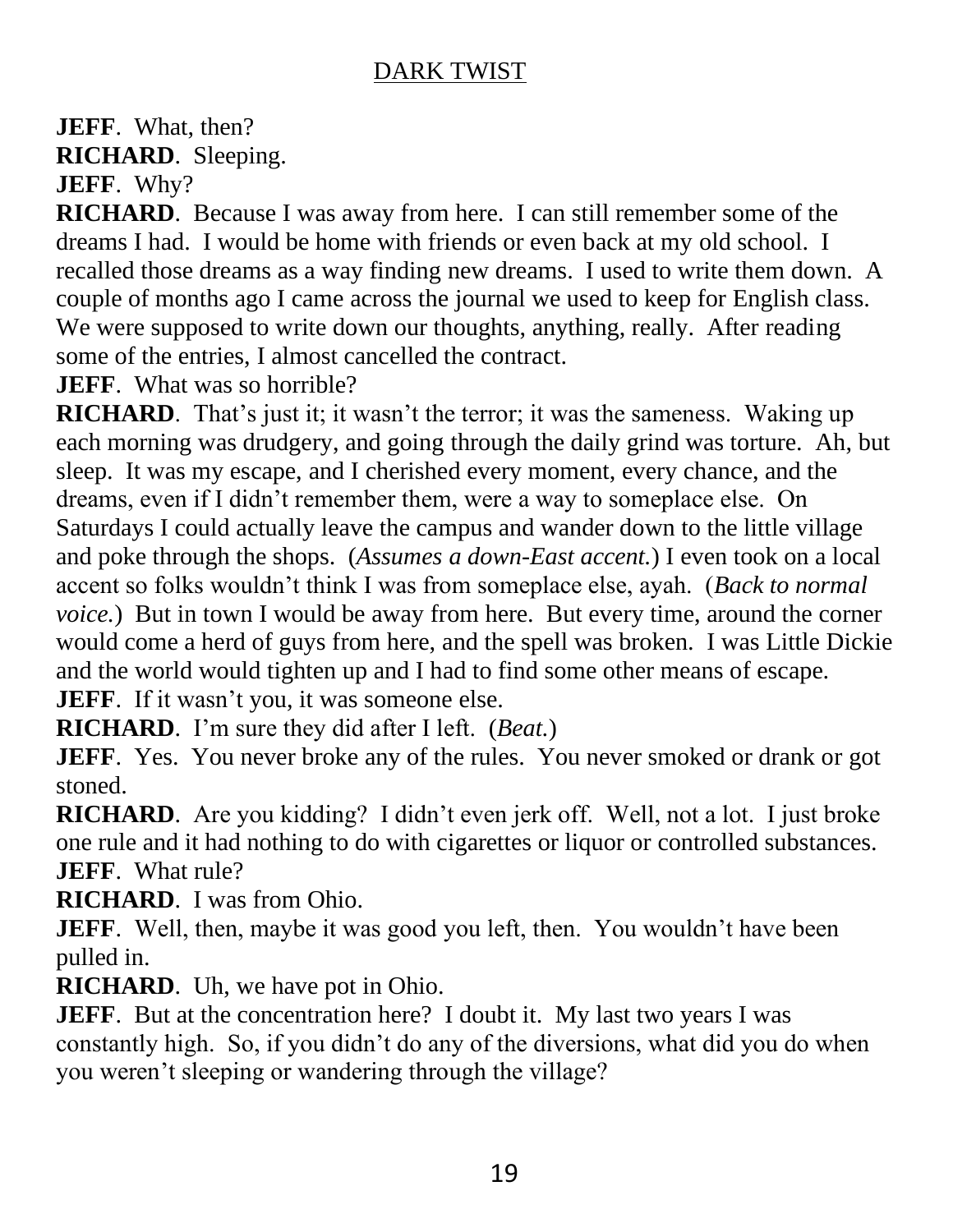**JEFF**. What, then?
**RICHARD**. Sleeping.
**JEFF**. Why?
**RICHARD**. Because I was away from here. I can still remember some of the dreams I had. I would be home with friends or even back at my old school. I recalled those dreams as a way finding new dreams. I used to write them down. A couple of months ago I came across the journal we used to keep for English class. We were supposed to write down our thoughts, anything, really. After reading some of the entries, I almost cancelled the contract.
**JEFF**. What was so horrible?
**RICHARD**. That's just it; it wasn't the terror; it was the sameness. Waking up each morning was drudgery, and going through the daily grind was torture. Ah, but sleep. It was my escape, and I cherished every moment, every chance, and the dreams, even if I didn't remember them, were a way to someplace else. On Saturdays I could actually leave the campus and wander down to the little village and poke through the shops. (*Assumes a down-East accent.*) I even took on a local accent so folks wouldn't think I was from someplace else, ayah. (*Back to normal voice.*) But in town I would be away from here. But every time, around the corner would come a herd of guys from here, and the spell was broken. I was Little Dickie and the world would tighten up and I had to find some other means of escape.
**JEFF**. If it wasn't you, it was someone else.
**RICHARD**. I'm sure they did after I left. (*Beat.*)
**JEFF**. Yes. You never broke any of the rules. You never smoked or drank or got stoned.
**RICHARD**. Are you kidding? I didn't even jerk off. Well, not a lot. I just broke one rule and it had nothing to do with cigarettes or liquor or controlled substances.
**JEFF**. What rule?
**RICHARD**. I was from Ohio.
**JEFF**. Well, then, maybe it was good you left, then. You wouldn't have been pulled in.
**RICHARD**. Uh, we have pot in Ohio.
**JEFF**. But at the concentration here? I doubt it. My last two years I was constantly high. So, if you didn't do any of the diversions, what did you do when you weren't sleeping or wandering through the village?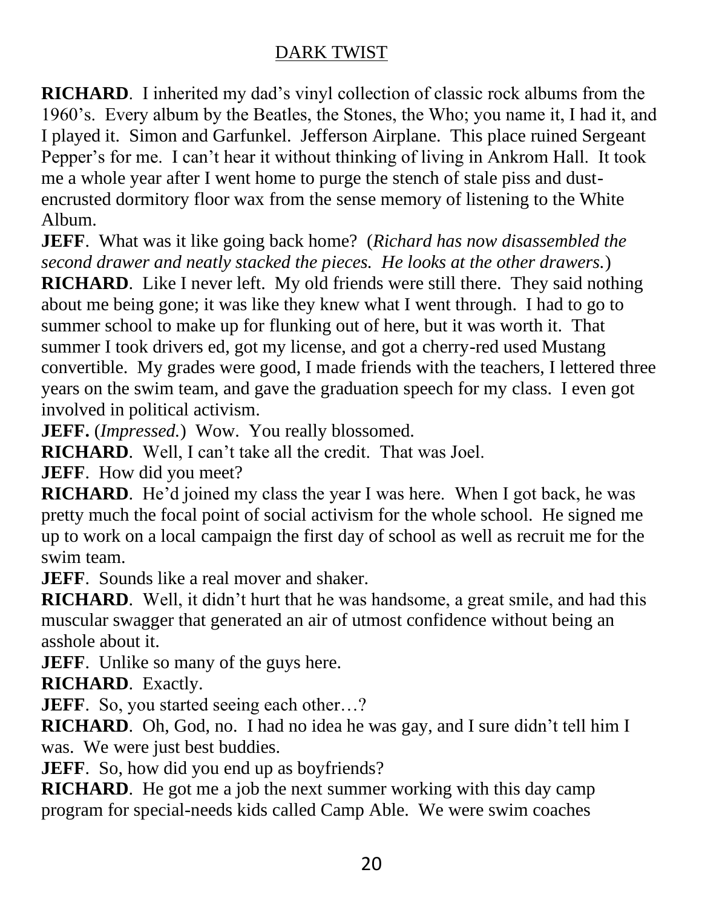**RICHARD**. I inherited my dad's vinyl collection of classic rock albums from the 1960's. Every album by the Beatles, the Stones, the Who; you name it, I had it, and I played it. Simon and Garfunkel. Jefferson Airplane. This place ruined Sergeant Pepper's for me. I can't hear it without thinking of living in Ankrom Hall. It took me a whole year after I went home to purge the stench of stale piss and dust-encrusted dormitory floor wax from the sense memory of listening to the White Album.

**JEFF**. What was it like going back home? (*Richard has now disassembled the second drawer and neatly stacked the pieces. He looks at the other drawers.*)

**RICHARD**. Like I never left. My old friends were still there. They said nothing about me being gone; it was like they knew what I went through. I had to go to summer school to make up for flunking out of here, but it was worth it. That summer I took drivers ed, got my license, and got a cherry-red used Mustang convertible. My grades were good, I made friends with the teachers, I lettered three years on the swim team, and gave the graduation speech for my class. I even got involved in political activism.

**JEFF.** (*Impressed.*) Wow. You really blossomed.

**RICHARD**. Well, I can't take all the credit. That was Joel.

**JEFF**. How did you meet?

**RICHARD**. He'd joined my class the year I was here. When I got back, he was pretty much the focal point of social activism for the whole school. He signed me up to work on a local campaign the first day of school as well as recruit me for the swim team.

**JEFF**. Sounds like a real mover and shaker.

**RICHARD**. Well, it didn't hurt that he was handsome, a great smile, and had this muscular swagger that generated an air of utmost confidence without being an asshole about it.

**JEFF**. Unlike so many of the guys here.

**RICHARD**. Exactly.

**JEFF**. So, you started seeing each other…?

**RICHARD**. Oh, God, no. I had no idea he was gay, and I sure didn't tell him I was. We were just best buddies.

**JEFF**. So, how did you end up as boyfriends?

**RICHARD**. He got me a job the next summer working with this day camp program for special-needs kids called Camp Able. We were swim coaches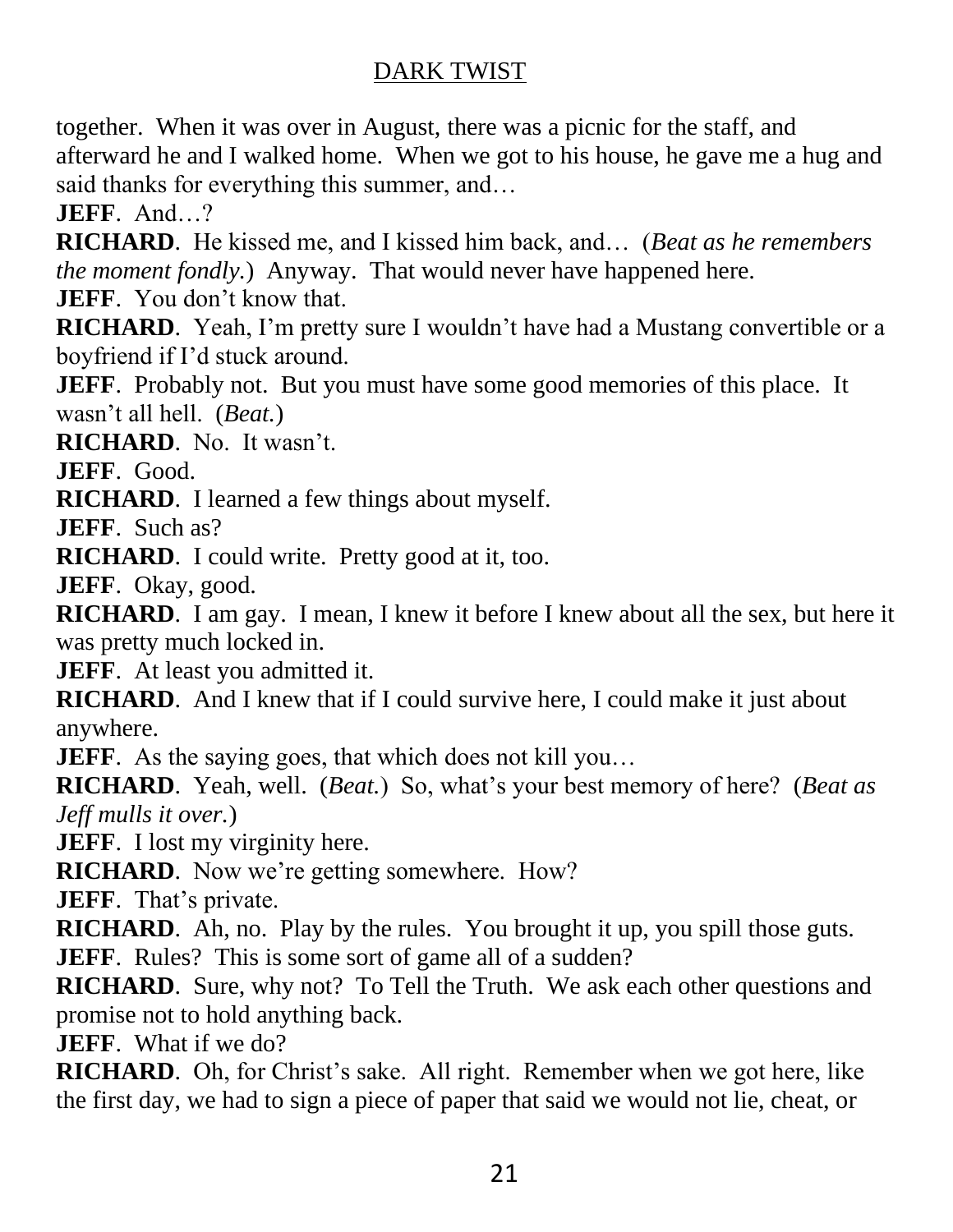together. When it was over in August, there was a picnic for the staff, and afterward he and I walked home. When we got to his house, he gave me a hug and said thanks for everything this summer, and…

**JEFF**. And…?

**RICHARD**. He kissed me, and I kissed him back, and… (*Beat as he remembers the moment fondly.*) Anyway. That would never have happened here.

**JEFF**. You don't know that.

**RICHARD**. Yeah, I'm pretty sure I wouldn't have had a Mustang convertible or a boyfriend if I'd stuck around.

**JEFF**. Probably not. But you must have some good memories of this place. It wasn't all hell. (*Beat.*)

**RICHARD**. No. It wasn't.

**JEFF**. Good.

**RICHARD**. I learned a few things about myself.

**JEFF**. Such as?

**RICHARD**. I could write. Pretty good at it, too.

**JEFF**. Okay, good.

**RICHARD**. I am gay. I mean, I knew it before I knew about all the sex, but here it was pretty much locked in.

**JEFF**. At least you admitted it.

**RICHARD**. And I knew that if I could survive here, I could make it just about anywhere.

**JEFF**. As the saying goes, that which does not kill you…

**RICHARD**. Yeah, well. (*Beat.*) So, what's your best memory of here? (*Beat as Jeff mulls it over.*)

**JEFF**. I lost my virginity here.

**RICHARD**. Now we're getting somewhere. How?

**JEFF**. That's private.

**RICHARD**. Ah, no. Play by the rules. You brought it up, you spill those guts.

**JEFF**. Rules? This is some sort of game all of a sudden?

**RICHARD**. Sure, why not? To Tell the Truth. We ask each other questions and promise not to hold anything back.

**JEFF**. What if we do?

**RICHARD**. Oh, for Christ's sake. All right. Remember when we got here, like the first day, we had to sign a piece of paper that said we would not lie, cheat, or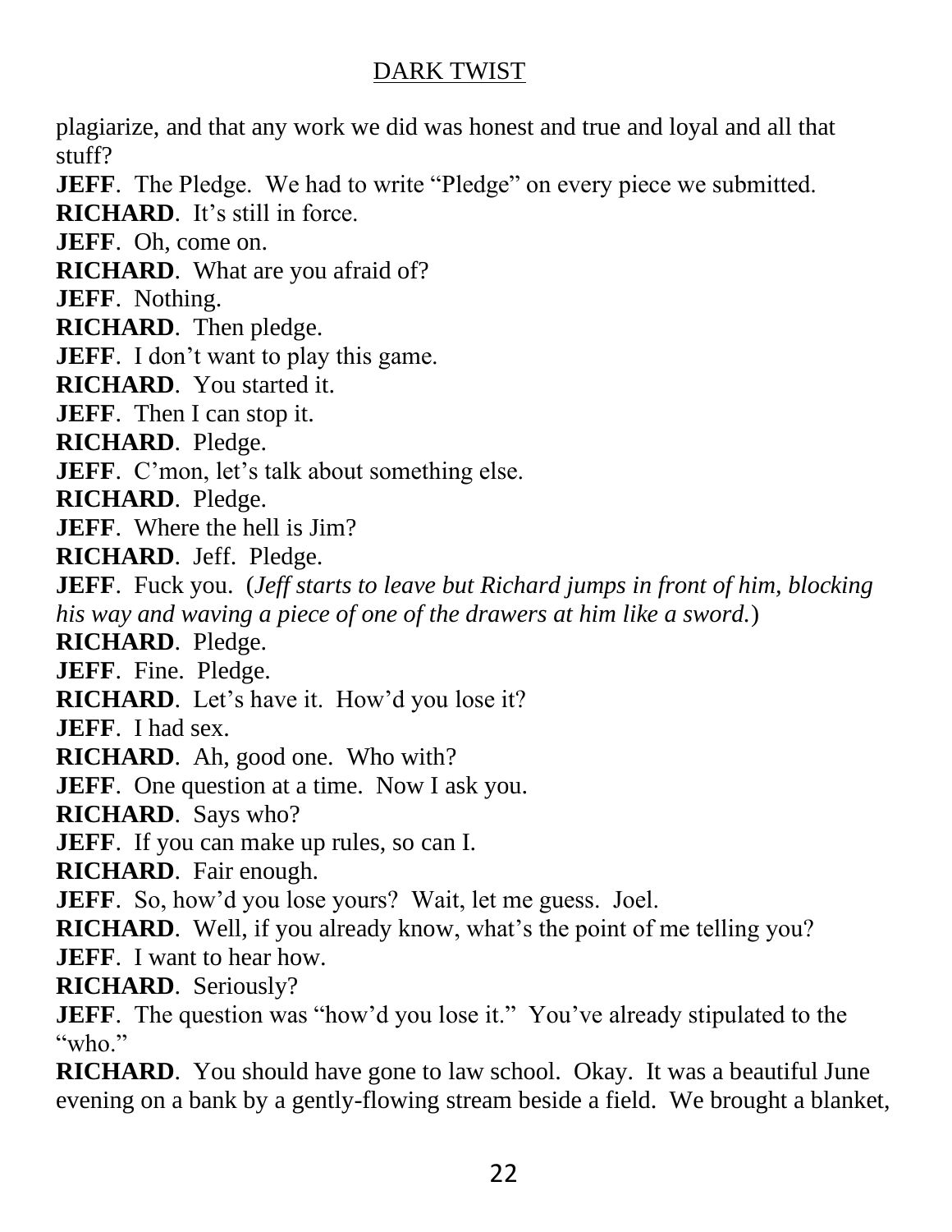plagiarize, and that any work we did was honest and true and loyal and all that stuff?

**JEFF**. The Pledge. We had to write "Pledge" on every piece we submitted.

**RICHARD**. It's still in force.

**JEFF**. Oh, come on.

**RICHARD**. What are you afraid of?

**JEFF**. Nothing.

**RICHARD**. Then pledge.

**JEFF**. I don't want to play this game.

**RICHARD**. You started it.

**JEFF**. Then I can stop it.

**RICHARD**. Pledge.

**JEFF**. C'mon, let's talk about something else.

**RICHARD**. Pledge.

**JEFF**. Where the hell is Jim?

**RICHARD**. Jeff. Pledge.

**JEFF**. Fuck you. (*Jeff starts to leave but Richard jumps in front of him, blocking his way and waving a piece of one of the drawers at him like a sword.*)

**RICHARD**. Pledge.

**JEFF**. Fine. Pledge.

**RICHARD**. Let's have it. How'd you lose it?

**JEFF**. I had sex.

**RICHARD**. Ah, good one. Who with?

**JEFF**. One question at a time. Now I ask you.

**RICHARD**. Says who?

**JEFF**. If you can make up rules, so can I.

**RICHARD**. Fair enough.

**JEFF**. So, how'd you lose yours? Wait, let me guess. Joel.

**RICHARD**. Well, if you already know, what's the point of me telling you?

**JEFF**. I want to hear how.

**RICHARD**. Seriously?

**JEFF**. The question was "how'd you lose it." You've already stipulated to the "who."

**RICHARD**. You should have gone to law school. Okay. It was a beautiful June evening on a bank by a gently-flowing stream beside a field. We brought a blanket,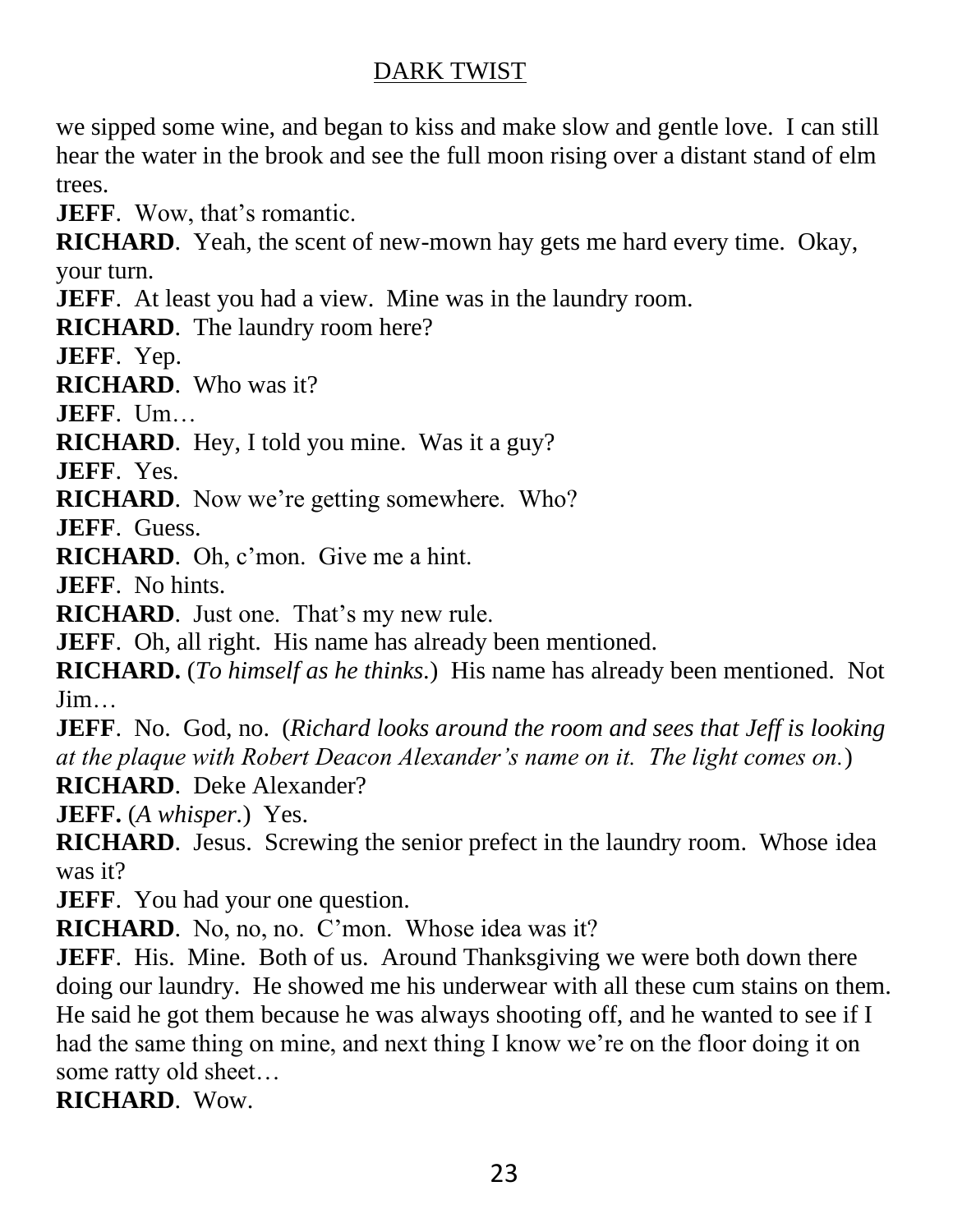we sipped some wine, and began to kiss and make slow and gentle love. I can still hear the water in the brook and see the full moon rising over a distant stand of elm trees.

**JEFF**. Wow, that's romantic.

**RICHARD**. Yeah, the scent of new-mown hay gets me hard every time. Okay, your turn.

**JEFF**. At least you had a view. Mine was in the laundry room.

**RICHARD**. The laundry room here?

**JEFF**. Yep.

**RICHARD**. Who was it?

**JEFF**. Um…

**RICHARD**. Hey, I told you mine. Was it a guy?

**JEFF**. Yes.

**RICHARD**. Now we're getting somewhere. Who?

**JEFF**. Guess.

**RICHARD**. Oh, c'mon. Give me a hint.

**JEFF**. No hints.

**RICHARD**. Just one. That's my new rule.

**JEFF**. Oh, all right. His name has already been mentioned.

**RICHARD.** (*To himself as he thinks.*) His name has already been mentioned. Not Jim…

**JEFF**. No. God, no. (*Richard looks around the room and sees that Jeff is looking at the plaque with Robert Deacon Alexander's name on it. The light comes on.*)

**RICHARD**. Deke Alexander?

**JEFF.** (*A whisper.*) Yes.

**RICHARD**. Jesus. Screwing the senior prefect in the laundry room. Whose idea was it?

**JEFF**. You had your one question.

**RICHARD**. No, no, no. C'mon. Whose idea was it?

**JEFF**. His. Mine. Both of us. Around Thanksgiving we were both down there doing our laundry. He showed me his underwear with all these cum stains on them. He said he got them because he was always shooting off, and he wanted to see if I had the same thing on mine, and next thing I know we're on the floor doing it on some ratty old sheet…

**RICHARD**. Wow.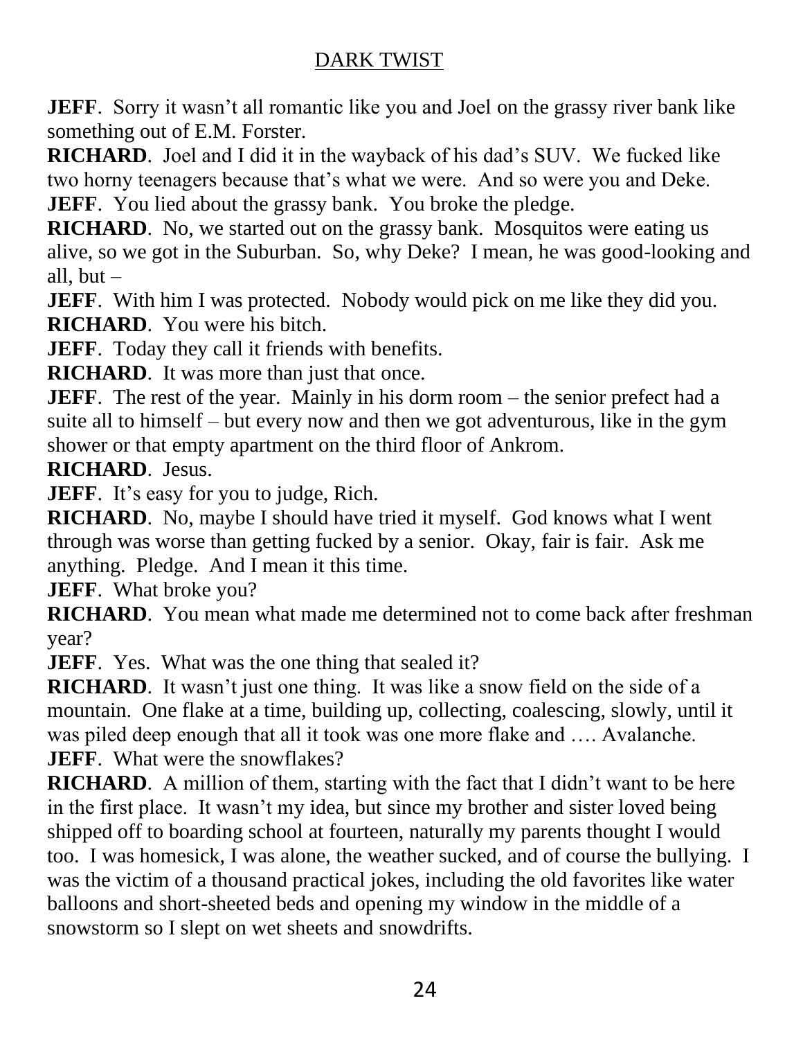**JEFF**. Sorry it wasn't all romantic like you and Joel on the grassy river bank like something out of E.M. Forster.

**RICHARD**. Joel and I did it in the wayback of his dad's SUV. We fucked like two horny teenagers because that's what we were. And so were you and Deke.

**JEFF**. You lied about the grassy bank. You broke the pledge.

**RICHARD**. No, we started out on the grassy bank. Mosquitos were eating us alive, so we got in the Suburban. So, why Deke? I mean, he was good-looking and all, but –

**JEFF**. With him I was protected. Nobody would pick on me like they did you.

**RICHARD**. You were his bitch.

**JEFF**. Today they call it friends with benefits.

**RICHARD**. It was more than just that once.

**JEFF**. The rest of the year. Mainly in his dorm room – the senior prefect had a suite all to himself – but every now and then we got adventurous, like in the gym shower or that empty apartment on the third floor of Ankrom.

**RICHARD**. Jesus.

**JEFF**. It's easy for you to judge, Rich.

**RICHARD**. No, maybe I should have tried it myself. God knows what I went through was worse than getting fucked by a senior. Okay, fair is fair. Ask me anything. Pledge. And I mean it this time.

**JEFF**. What broke you?

**RICHARD**. You mean what made me determined not to come back after freshman year?

**JEFF**. Yes. What was the one thing that sealed it?

**RICHARD**. It wasn't just one thing. It was like a snow field on the side of a mountain. One flake at a time, building up, collecting, coalescing, slowly, until it was piled deep enough that all it took was one more flake and …. Avalanche.

**JEFF**. What were the snowflakes?

**RICHARD**. A million of them, starting with the fact that I didn't want to be here in the first place. It wasn't my idea, but since my brother and sister loved being shipped off to boarding school at fourteen, naturally my parents thought I would too. I was homesick, I was alone, the weather sucked, and of course the bullying. I was the victim of a thousand practical jokes, including the old favorites like water balloons and short-sheeted beds and opening my window in the middle of a snowstorm so I slept on wet sheets and snowdrifts.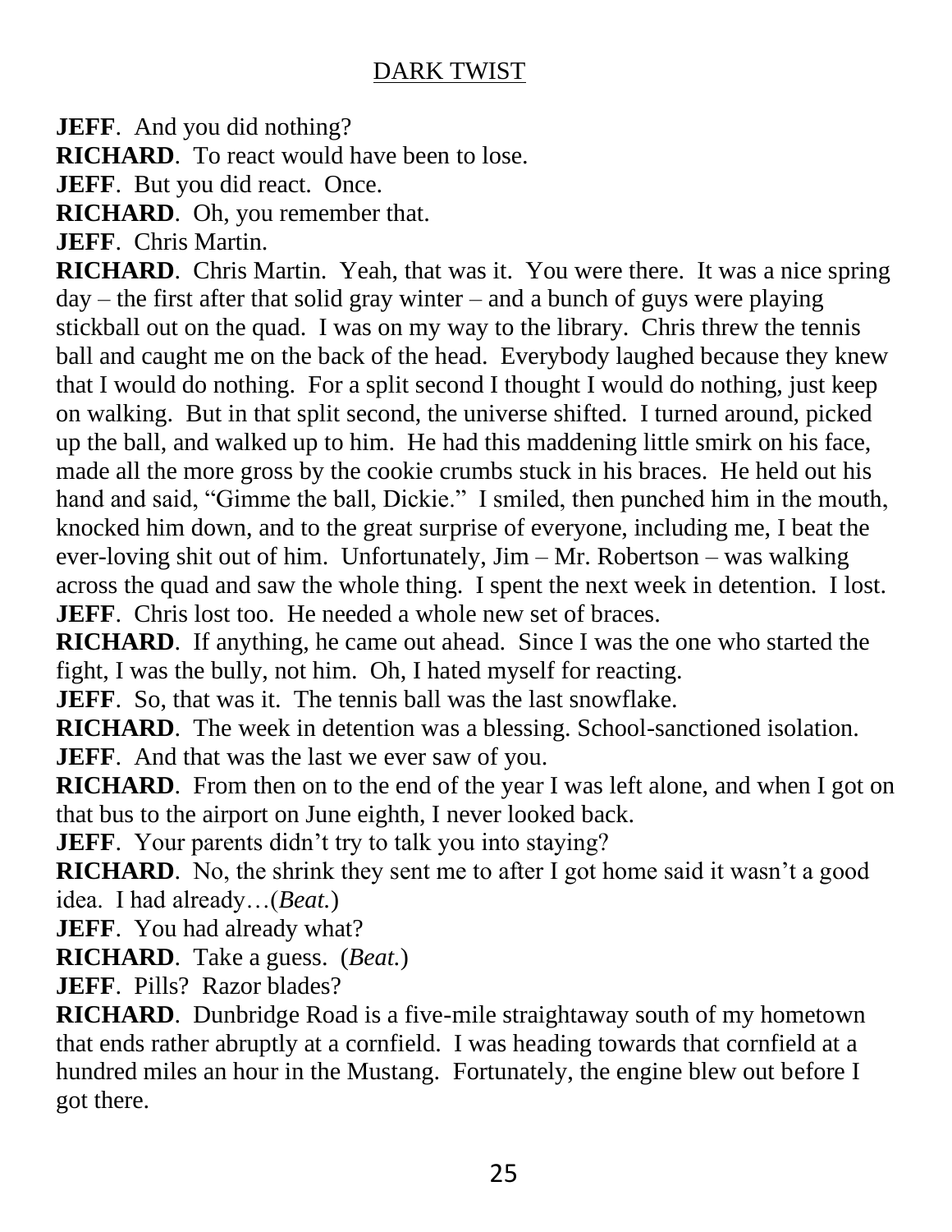**JEFF**. And you did nothing?

**RICHARD**. To react would have been to lose.

**JEFF**. But you did react. Once.

**RICHARD**. Oh, you remember that.

**JEFF**. Chris Martin.

**RICHARD**. Chris Martin. Yeah, that was it. You were there. It was a nice spring day – the first after that solid gray winter – and a bunch of guys were playing stickball out on the quad. I was on my way to the library. Chris threw the tennis ball and caught me on the back of the head. Everybody laughed because they knew that I would do nothing. For a split second I thought I would do nothing, just keep on walking. But in that split second, the universe shifted. I turned around, picked up the ball, and walked up to him. He had this maddening little smirk on his face, made all the more gross by the cookie crumbs stuck in his braces. He held out his hand and said, "Gimme the ball, Dickie." I smiled, then punched him in the mouth, knocked him down, and to the great surprise of everyone, including me, I beat the ever-loving shit out of him. Unfortunately, Jim – Mr. Robertson – was walking across the quad and saw the whole thing. I spent the next week in detention. I lost.

**JEFF**. Chris lost too. He needed a whole new set of braces.

**RICHARD**. If anything, he came out ahead. Since I was the one who started the fight, I was the bully, not him. Oh, I hated myself for reacting.

**JEFF**. So, that was it. The tennis ball was the last snowflake.

**RICHARD**. The week in detention was a blessing. School-sanctioned isolation.

**JEFF**. And that was the last we ever saw of you.

**RICHARD**. From then on to the end of the year I was left alone, and when I got on that bus to the airport on June eighth, I never looked back.

**JEFF**. Your parents didn't try to talk you into staying?

**RICHARD**. No, the shrink they sent me to after I got home said it wasn't a good idea. I had already…(*Beat.*)

**JEFF**. You had already what?

**RICHARD**. Take a guess. (*Beat.*)

**JEFF**. Pills? Razor blades?

**RICHARD**. Dunbridge Road is a five-mile straightaway south of my hometown that ends rather abruptly at a cornfield. I was heading towards that cornfield at a hundred miles an hour in the Mustang. Fortunately, the engine blew out before I got there.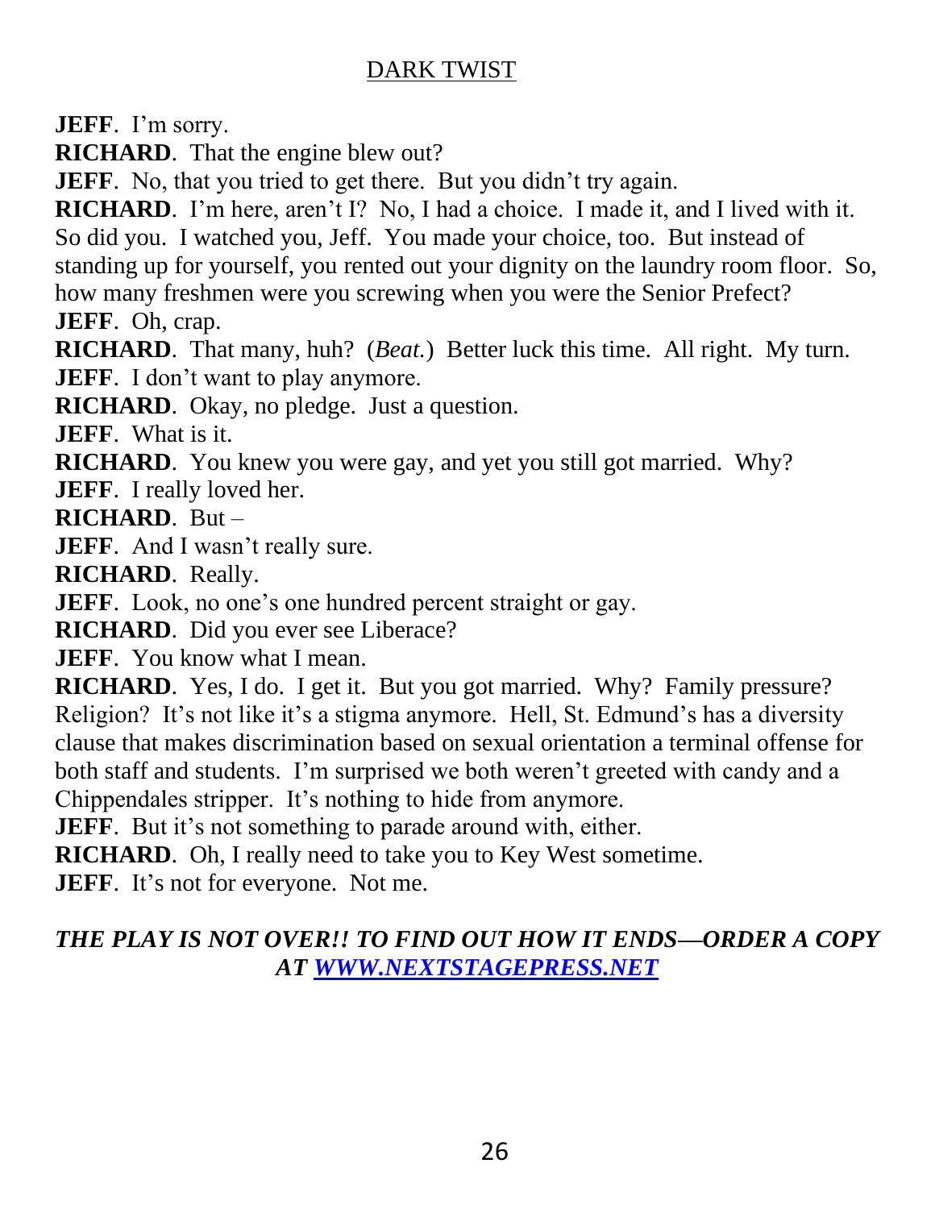**JEFF**. I'm sorry.
**RICHARD**. That the engine blew out?
**JEFF**. No, that you tried to get there. But you didn't try again.
**RICHARD**. I'm here, aren't I? No, I had a choice. I made it, and I lived with it. So did you. I watched you, Jeff. You made your choice, too. But instead of standing up for yourself, you rented out your dignity on the laundry room floor. So, how many freshmen were you screwing when you were the Senior Prefect?
**JEFF**. Oh, crap.
**RICHARD**. That many, huh? (*Beat.*) Better luck this time. All right. My turn.
**JEFF**. I don't want to play anymore.
**RICHARD**. Okay, no pledge. Just a question.
**JEFF**. What is it.
**RICHARD**. You knew you were gay, and yet you still got married. Why?
**JEFF**. I really loved her.
**RICHARD**. But –
**JEFF**. And I wasn't really sure.
**RICHARD**. Really.
**JEFF**. Look, no one's one hundred percent straight or gay.
**RICHARD**. Did you ever see Liberace?
**JEFF**. You know what I mean.
**RICHARD**. Yes, I do. I get it. But you got married. Why? Family pressure? Religion? It's not like it's a stigma anymore. Hell, St. Edmund's has a diversity clause that makes discrimination based on sexual orientation a terminal offense for both staff and students. I'm surprised we both weren't greeted with candy and a Chippendales stripper. It's nothing to hide from anymore.
**JEFF**. But it's not something to parade around with, either.
**RICHARD**. Oh, I really need to take you to Key West sometime.
**JEFF**. It's not for everyone. Not me.

***THE PLAY IS NOT OVER!! TO FIND OUT HOW IT ENDS—ORDER A COPY AT [WWW.NEXTSTAGEPRESS.NET](http://WWW.NEXTSTAGEPRESS.NET)***